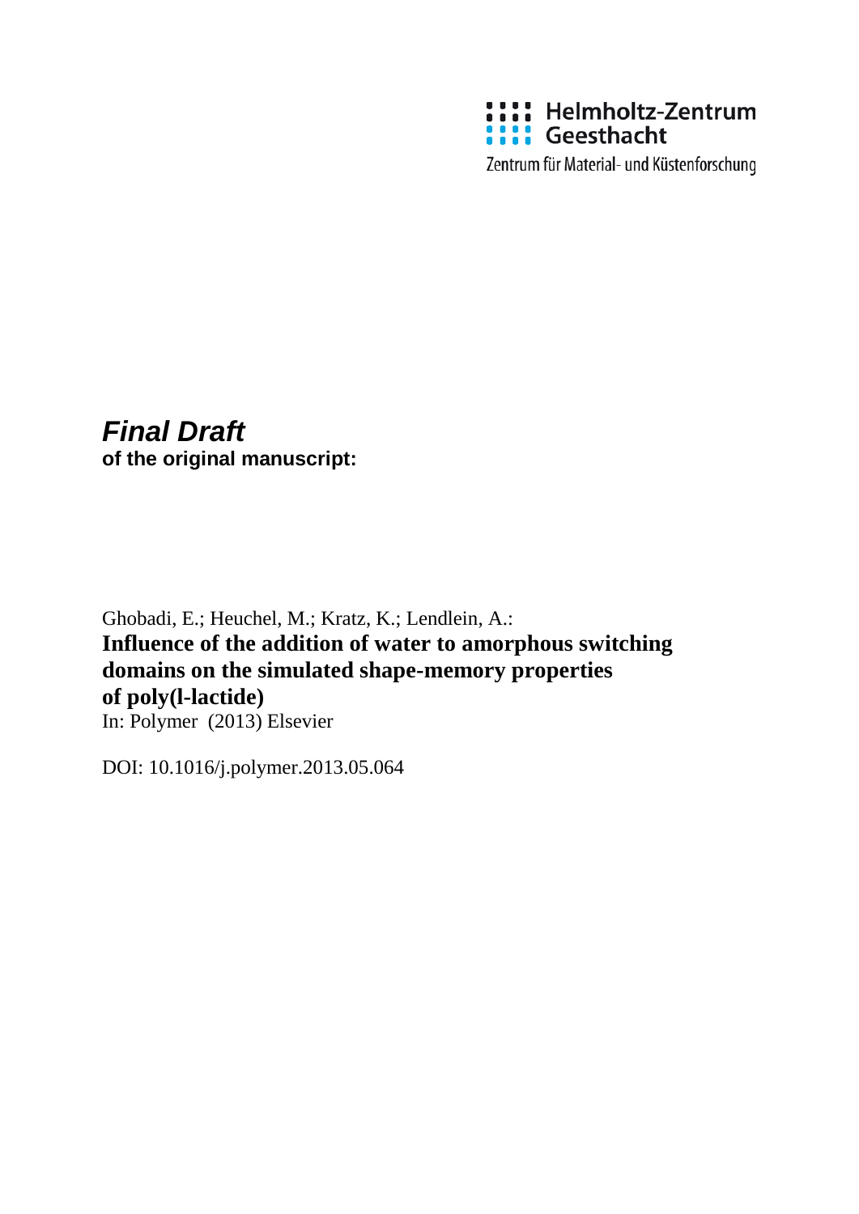Helmholtz-Zentrum Geesthacht

Zentrum für Material- und Küstenforschung

***Final Draft***
**of the original manuscript:**

Ghobadi, E.; Heuchel, M.; Kratz, K.; Lendlein, A.:
**Influence of the addition of water to amorphous switching domains on the simulated shape-memory properties of poly(l-lactide)**
In: Polymer (2013) Elsevier

DOI: 10.1016/j.polymer.2013.05.064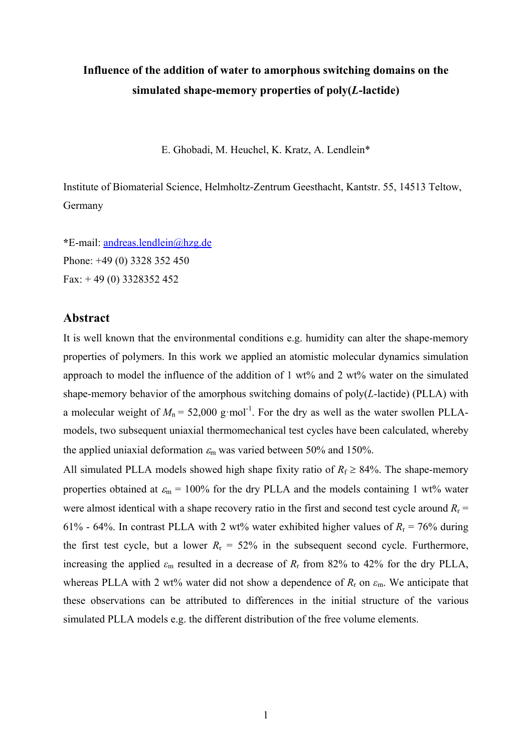**Influence of the addition of water to amorphous switching domains on the simulated shape-memory properties of poly(*L*-lactide)**

E. Ghobadi, M. Heuchel, K. Kratz, A. Lendlein*

Institute of Biomaterial Science, Helmholtz-Zentrum Geesthacht, Kantstr. 55, 14513 Teltow, Germany

***E-mail:** andreas.lendlein@hzg.de
Phone: +49 (0) 3328 352 450
Fax: + 49 (0) 3328352 452

## Abstract

It is well known that the environmental conditions e.g. humidity can alter the shape-memory properties of polymers. In this work we applied an atomistic molecular dynamics simulation approach to model the influence of the addition of 1 wt% and 2 wt% water on the simulated shape-memory behavior of the amorphous switching domains of poly(*L*-lactide) (PLLA) with a molecular weight of $M_n = 52{,}000$ g·mol$^{-1}$. For the dry as well as the water swollen PLLA-models, two subsequent uniaxial thermomechanical test cycles have been calculated, whereby the applied uniaxial deformation $\varepsilon_m$ was varied between 50% and 150%.

All simulated PLLA models showed high shape fixity ratio of $R_f \geq 84\%$. The shape-memory properties obtained at $\varepsilon_m = 100\%$ for the dry PLLA and the models containing 1 wt% water were almost identical with a shape recovery ratio in the first and second test cycle around $R_r = 61\% - 64\%$. In contrast PLLA with 2 wt% water exhibited higher values of $R_r = 76\%$ during the first test cycle, but a lower $R_r = 52\%$ in the subsequent second cycle. Furthermore, increasing the applied $\varepsilon_m$ resulted in a decrease of $R_r$ from 82% to 42% for the dry PLLA, whereas PLLA with 2 wt% water did not show a dependence of $R_r$ on $\varepsilon_m$. We anticipate that these observations can be attributed to differences in the initial structure of the various simulated PLLA models e.g. the different distribution of the free volume elements.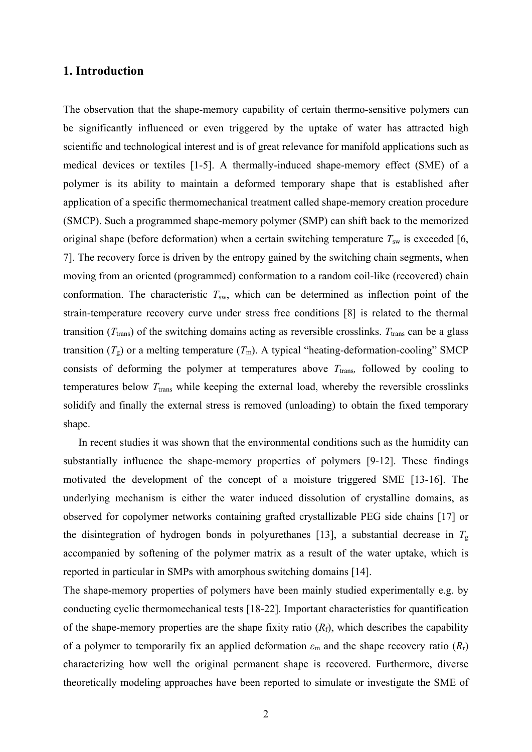## 1. Introduction

The observation that the shape-memory capability of certain thermo-sensitive polymers can be significantly influenced or even triggered by the uptake of water has attracted high scientific and technological interest and is of great relevance for manifold applications such as medical devices or textiles [1-5]. A thermally-induced shape-memory effect (SME) of a polymer is its ability to maintain a deformed temporary shape that is established after application of a specific thermomechanical treatment called shape-memory creation procedure (SMCP). Such a programmed shape-memory polymer (SMP) can shift back to the memorized original shape (before deformation) when a certain switching temperature $T_{sw}$ is exceeded [6, 7]. The recovery force is driven by the entropy gained by the switching chain segments, when moving from an oriented (programmed) conformation to a random coil-like (recovered) chain conformation. The characteristic $T_{sw}$, which can be determined as inflection point of the strain-temperature recovery curve under stress free conditions [8] is related to the thermal transition ($T_{trans}$) of the switching domains acting as reversible crosslinks. $T_{trans}$ can be a glass transition ($T_g$) or a melting temperature ($T_m$). A typical "heating-deformation-cooling" SMCP consists of deforming the polymer at temperatures above $T_{trans}$, followed by cooling to temperatures below $T_{trans}$ while keeping the external load, whereby the reversible crosslinks solidify and finally the external stress is removed (unloading) to obtain the fixed temporary shape.

In recent studies it was shown that the environmental conditions such as the humidity can substantially influence the shape-memory properties of polymers [9-12]. These findings motivated the development of the concept of a moisture triggered SME [13-16]. The underlying mechanism is either the water induced dissolution of crystalline domains, as observed for copolymer networks containing grafted crystallizable PEG side chains [17] or the disintegration of hydrogen bonds in polyurethanes [13], a substantial decrease in $T_g$ accompanied by softening of the polymer matrix as a result of the water uptake, which is reported in particular in SMPs with amorphous switching domains [14].

The shape-memory properties of polymers have been mainly studied experimentally e.g. by conducting cyclic thermomechanical tests [18-22]. Important characteristics for quantification of the shape-memory properties are the shape fixity ratio ($R_f$), which describes the capability of a polymer to temporarily fix an applied deformation $\varepsilon_m$ and the shape recovery ratio ($R_r$) characterizing how well the original permanent shape is recovered. Furthermore, diverse theoretically modeling approaches have been reported to simulate or investigate the SME of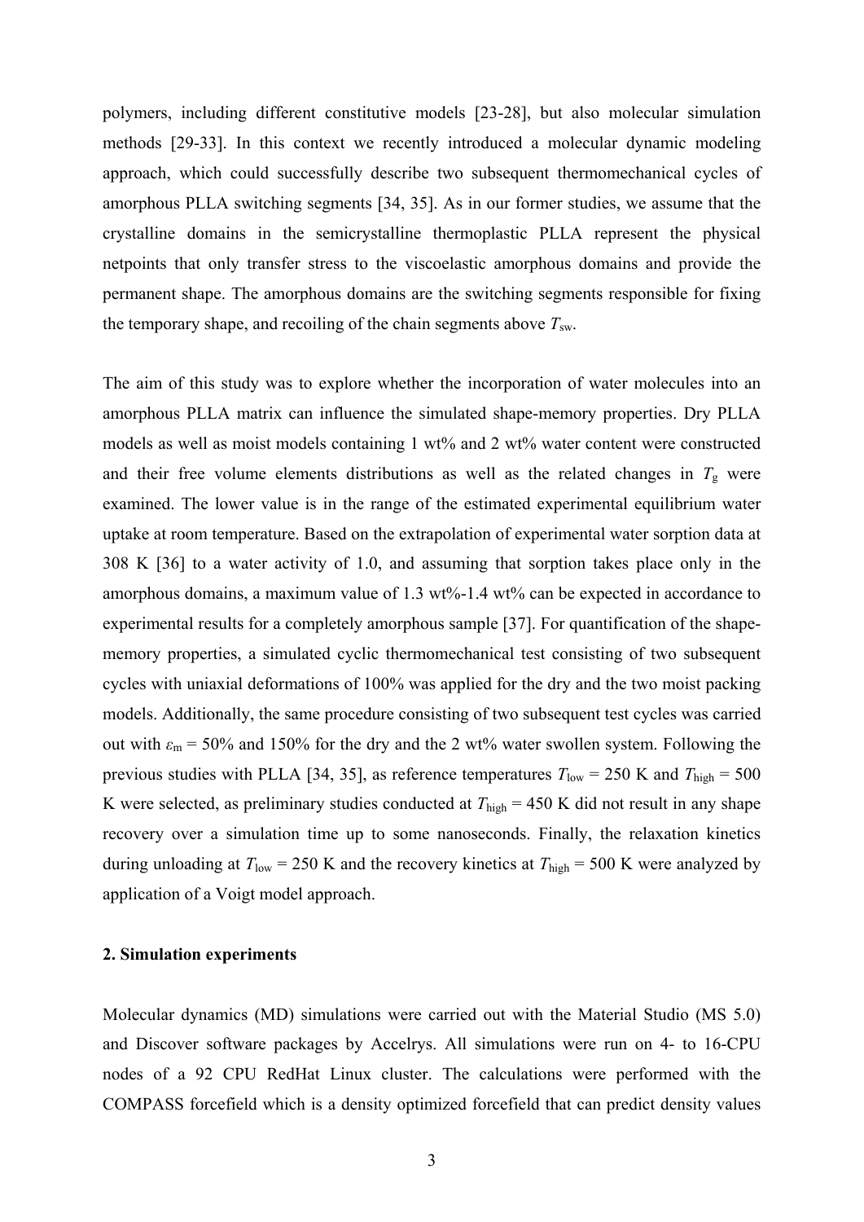polymers, including different constitutive models [23-28], but also molecular simulation methods [29-33]. In this context we recently introduced a molecular dynamic modeling approach, which could successfully describe two subsequent thermomechanical cycles of amorphous PLLA switching segments [34, 35]. As in our former studies, we assume that the crystalline domains in the semicrystalline thermoplastic PLLA represent the physical netpoints that only transfer stress to the viscoelastic amorphous domains and provide the permanent shape. The amorphous domains are the switching segments responsible for fixing the temporary shape, and recoiling of the chain segments above $T_{sw}$.

The aim of this study was to explore whether the incorporation of water molecules into an amorphous PLLA matrix can influence the simulated shape-memory properties. Dry PLLA models as well as moist models containing 1 wt% and 2 wt% water content were constructed and their free volume elements distributions as well as the related changes in $T_g$ were examined. The lower value is in the range of the estimated experimental equilibrium water uptake at room temperature. Based on the extrapolation of experimental water sorption data at 308 K [36] to a water activity of 1.0, and assuming that sorption takes place only in the amorphous domains, a maximum value of 1.3 wt%-1.4 wt% can be expected in accordance to experimental results for a completely amorphous sample [37]. For quantification of the shape-memory properties, a simulated cyclic thermomechanical test consisting of two subsequent cycles with uniaxial deformations of 100% was applied for the dry and the two moist packing models. Additionally, the same procedure consisting of two subsequent test cycles was carried out with $\varepsilon_m$ = 50% and 150% for the dry and the 2 wt% water swollen system. Following the previous studies with PLLA [34, 35], as reference temperatures $T_{low}$ = 250 K and $T_{high}$ = 500 K were selected, as preliminary studies conducted at $T_{high}$ = 450 K did not result in any shape recovery over a simulation time up to some nanoseconds. Finally, the relaxation kinetics during unloading at $T_{low}$ = 250 K and the recovery kinetics at $T_{high}$ = 500 K were analyzed by application of a Voigt model approach.

## 2. Simulation experiments

Molecular dynamics (MD) simulations were carried out with the Material Studio (MS 5.0) and Discover software packages by Accelrys. All simulations were run on 4- to 16-CPU nodes of a 92 CPU RedHat Linux cluster. The calculations were performed with the COMPASS forcefield which is a density optimized forcefield that can predict density values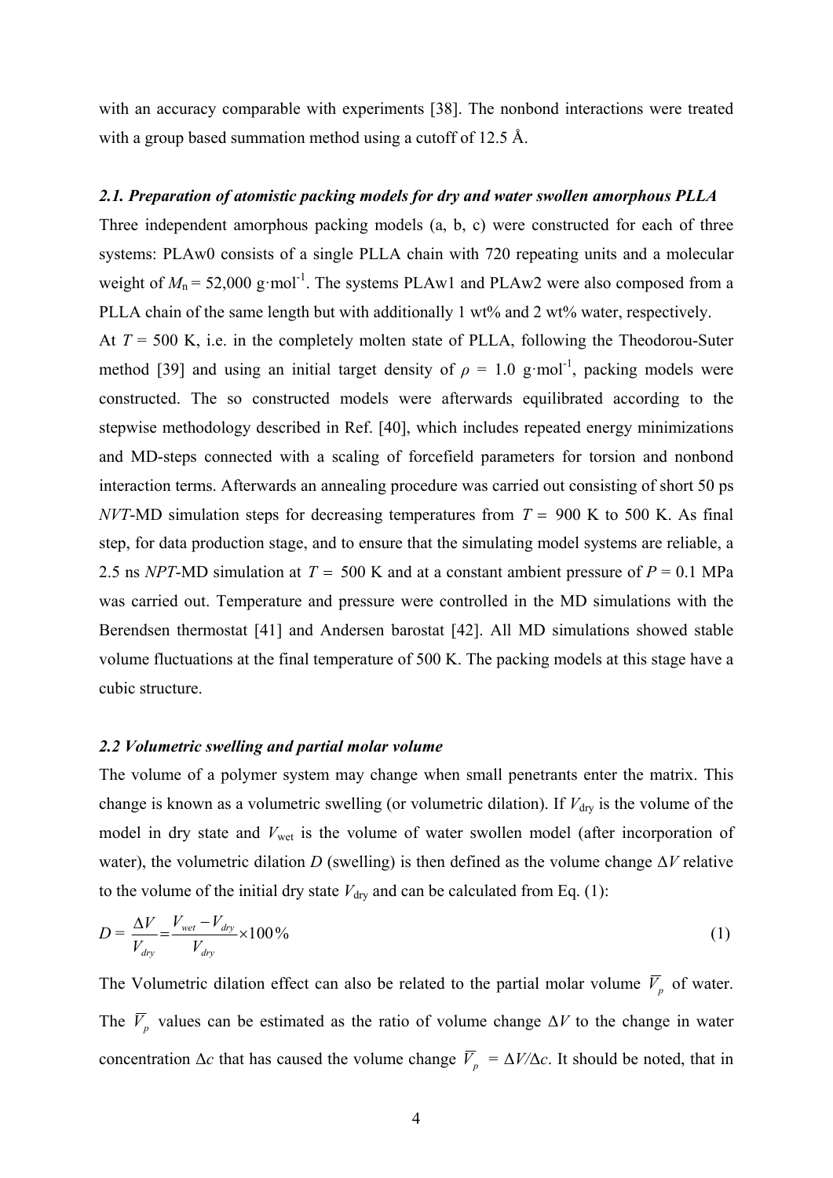with an accuracy comparable with experiments [38]. The nonbond interactions were treated with a group based summation method using a cutoff of 12.5 Å.

### *2.1. Preparation of atomistic packing models for dry and water swollen amorphous PLLA*

Three independent amorphous packing models (a, b, c) were constructed for each of three systems: PLAw0 consists of a single PLLA chain with 720 repeating units and a molecular weight of $M_n = 52{,}000$ g·mol$^{-1}$. The systems PLAw1 and PLAw2 were also composed from a PLLA chain of the same length but with additionally 1 wt% and 2 wt% water, respectively.

At $T = 500$ K, i.e. in the completely molten state of PLLA, following the Theodorou-Suter method [39] and using an initial target density of $\rho = 1.0$ g·mol$^{-1}$, packing models were constructed. The so constructed models were afterwards equilibrated according to the stepwise methodology described in Ref. [40], which includes repeated energy minimizations and MD-steps connected with a scaling of forcefield parameters for torsion and nonbond interaction terms. Afterwards an annealing procedure was carried out consisting of short 50 ps *NVT*-MD simulation steps for decreasing temperatures from $T = 900$ K to 500 K. As final step, for data production stage, and to ensure that the simulating model systems are reliable, a 2.5 ns *NPT*-MD simulation at $T = 500$ K and at a constant ambient pressure of $P = 0.1$ MPa was carried out. Temperature and pressure were controlled in the MD simulations with the Berendsen thermostat [41] and Andersen barostat [42]. All MD simulations showed stable volume fluctuations at the final temperature of 500 K. The packing models at this stage have a cubic structure.

### *2.2 Volumetric swelling and partial molar volume*

The volume of a polymer system may change when small penetrants enter the matrix. This change is known as a volumetric swelling (or volumetric dilation). If $V_{dry}$ is the volume of the model in dry state and $V_{wet}$ is the volume of water swollen model (after incorporation of water), the volumetric dilation $D$ (swelling) is then defined as the volume change $\Delta V$ relative to the volume of the initial dry state $V_{dry}$ and can be calculated from Eq. (1):

$$D = \frac{\Delta V}{V_{dry}} = \frac{V_{wet} - V_{dry}}{V_{dry}} \times 100\% \tag{1}$$

The Volumetric dilation effect can also be related to the partial molar volume $\overline{V}_p$ of water. The $\overline{V}_p$ values can be estimated as the ratio of volume change $\Delta V$ to the change in water concentration $\Delta c$ that has caused the volume change $\overline{V}_p = \Delta V/\Delta c$. It should be noted, that in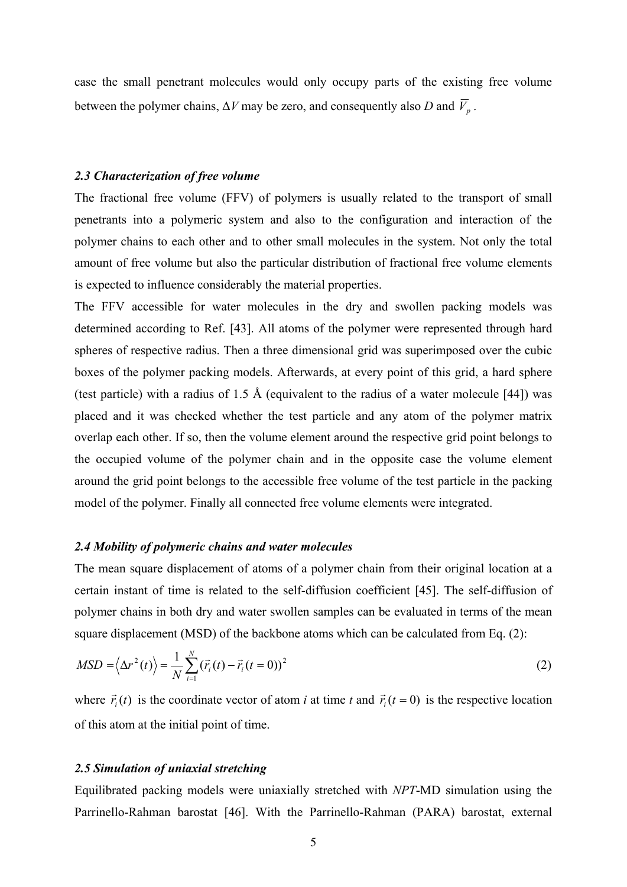case the small penetrant molecules would only occupy parts of the existing free volume between the polymer chains, $\Delta V$ may be zero, and consequently also $D$ and $\overline{V}_p$.

### *2.3 Characterization of free volume*

The fractional free volume (FFV) of polymers is usually related to the transport of small penetrants into a polymeric system and also to the configuration and interaction of the polymer chains to each other and to other small molecules in the system. Not only the total amount of free volume but also the particular distribution of fractional free volume elements is expected to influence considerably the material properties.

The FFV accessible for water molecules in the dry and swollen packing models was determined according to Ref. [43]. All atoms of the polymer were represented through hard spheres of respective radius. Then a three dimensional grid was superimposed over the cubic boxes of the polymer packing models. Afterwards, at every point of this grid, a hard sphere (test particle) with a radius of 1.5 Å (equivalent to the radius of a water molecule [44]) was placed and it was checked whether the test particle and any atom of the polymer matrix overlap each other. If so, then the volume element around the respective grid point belongs to the occupied volume of the polymer chain and in the opposite case the volume element around the grid point belongs to the accessible free volume of the test particle in the packing model of the polymer. Finally all connected free volume elements were integrated.

### *2.4 Mobility of polymeric chains and water molecules*

The mean square displacement of atoms of a polymer chain from their original location at a certain instant of time is related to the self-diffusion coefficient [45]. The self-diffusion of polymer chains in both dry and water swollen samples can be evaluated in terms of the mean square displacement (MSD) of the backbone atoms which can be calculated from Eq. (2):

$$MSD = \left\langle \Delta r^2(t) \right\rangle = \frac{1}{N}\sum_{i=1}^{N}(\vec{r}_i(t) - \vec{r}_i(t=0))^2 \tag{2}$$

where $\vec{r}_i(t)$ is the coordinate vector of atom $i$ at time $t$ and $\vec{r}_i(t=0)$ is the respective location of this atom at the initial point of time.

### *2.5 Simulation of uniaxial stretching*

Equilibrated packing models were uniaxially stretched with *NPT*-MD simulation using the Parrinello-Rahman barostat [46]. With the Parrinello-Rahman (PARA) barostat, external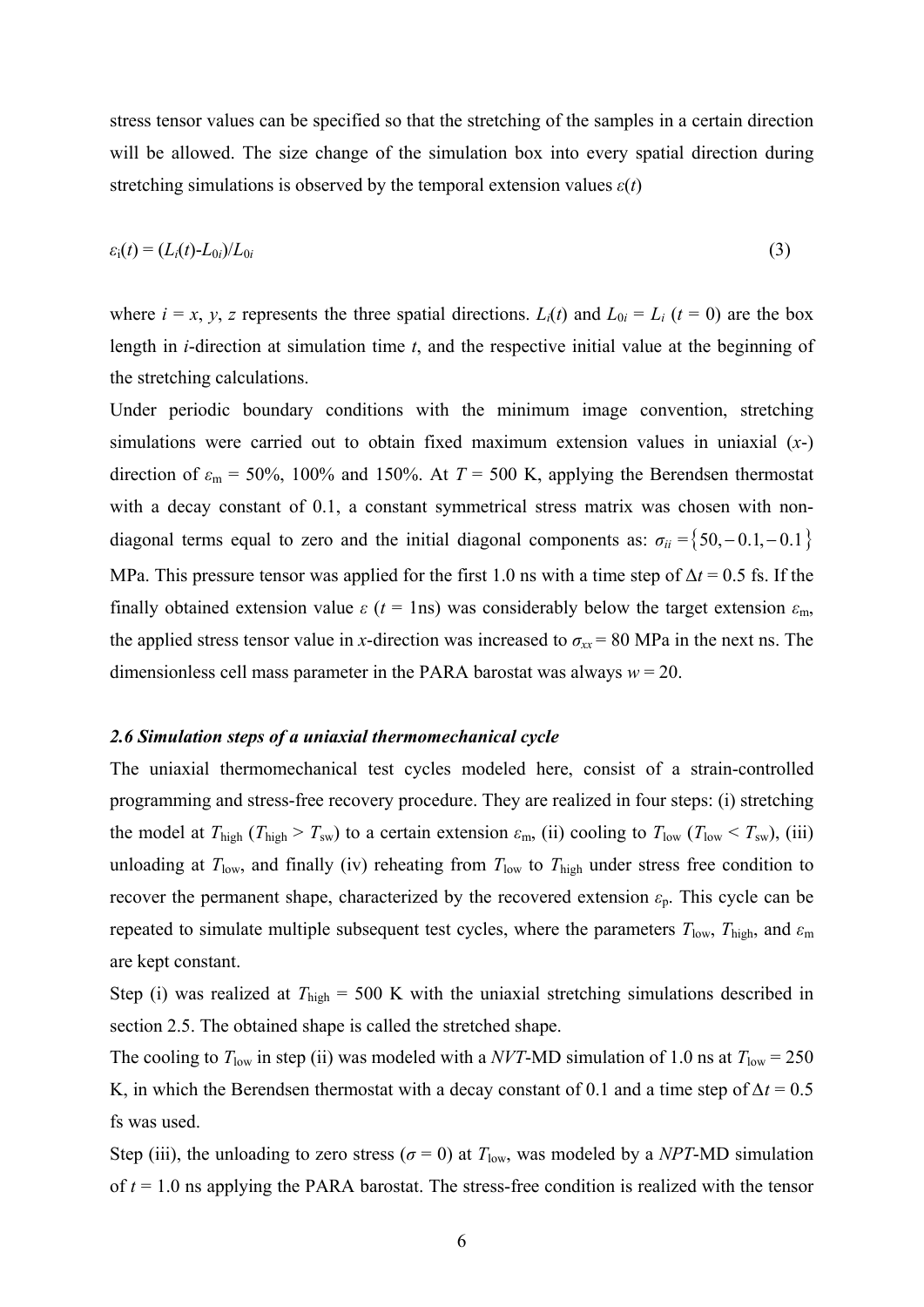stress tensor values can be specified so that the stretching of the samples in a certain direction will be allowed. The size change of the simulation box into every spatial direction during stretching simulations is observed by the temporal extension values $\varepsilon(t)$

$$\varepsilon_i(t) = (L_i(t) - L_{0i})/L_{0i} \tag{3}$$

where $i = x, y, z$ represents the three spatial directions. $L_i(t)$ and $L_{0i} = L_i$ ($t = 0$) are the box length in $i$-direction at simulation time $t$, and the respective initial value at the beginning of the stretching calculations.

Under periodic boundary conditions with the minimum image convention, stretching simulations were carried out to obtain fixed maximum extension values in uniaxial ($x$-) direction of $\varepsilon_m$ = 50%, 100% and 150%. At $T$ = 500 K, applying the Berendsen thermostat with a decay constant of 0.1, a constant symmetrical stress matrix was chosen with non-diagonal terms equal to zero and the initial diagonal components as: $\sigma_{ii} = \{50, -0.1, -0.1\}$ MPa. This pressure tensor was applied for the first 1.0 ns with a time step of $\Delta t$ = 0.5 fs. If the finally obtained extension value $\varepsilon$ ($t$ = 1ns) was considerably below the target extension $\varepsilon_m$, the applied stress tensor value in $x$-direction was increased to $\sigma_{xx}$ = 80 MPa in the next ns. The dimensionless cell mass parameter in the PARA barostat was always $w$ = 20.

### *2.6 Simulation steps of a uniaxial thermomechanical cycle*

The uniaxial thermomechanical test cycles modeled here, consist of a strain-controlled programming and stress-free recovery procedure. They are realized in four steps: (i) stretching the model at $T_{high}$ ($T_{high} > T_{sw}$) to a certain extension $\varepsilon_m$, (ii) cooling to $T_{low}$ ($T_{low} < T_{sw}$), (iii) unloading at $T_{low}$, and finally (iv) reheating from $T_{low}$ to $T_{high}$ under stress free condition to recover the permanent shape, characterized by the recovered extension $\varepsilon_p$. This cycle can be repeated to simulate multiple subsequent test cycles, where the parameters $T_{low}$, $T_{high}$, and $\varepsilon_m$ are kept constant.

Step (i) was realized at $T_{high}$ = 500 K with the uniaxial stretching simulations described in section 2.5. The obtained shape is called the stretched shape.

The cooling to $T_{low}$ in step (ii) was modeled with a *NVT*-MD simulation of 1.0 ns at $T_{low}$ = 250 K, in which the Berendsen thermostat with a decay constant of 0.1 and a time step of $\Delta t$ = 0.5 fs was used.

Step (iii), the unloading to zero stress ($\sigma$ = 0) at $T_{low}$, was modeled by a *NPT*-MD simulation of $t$ = 1.0 ns applying the PARA barostat. The stress-free condition is realized with the tensor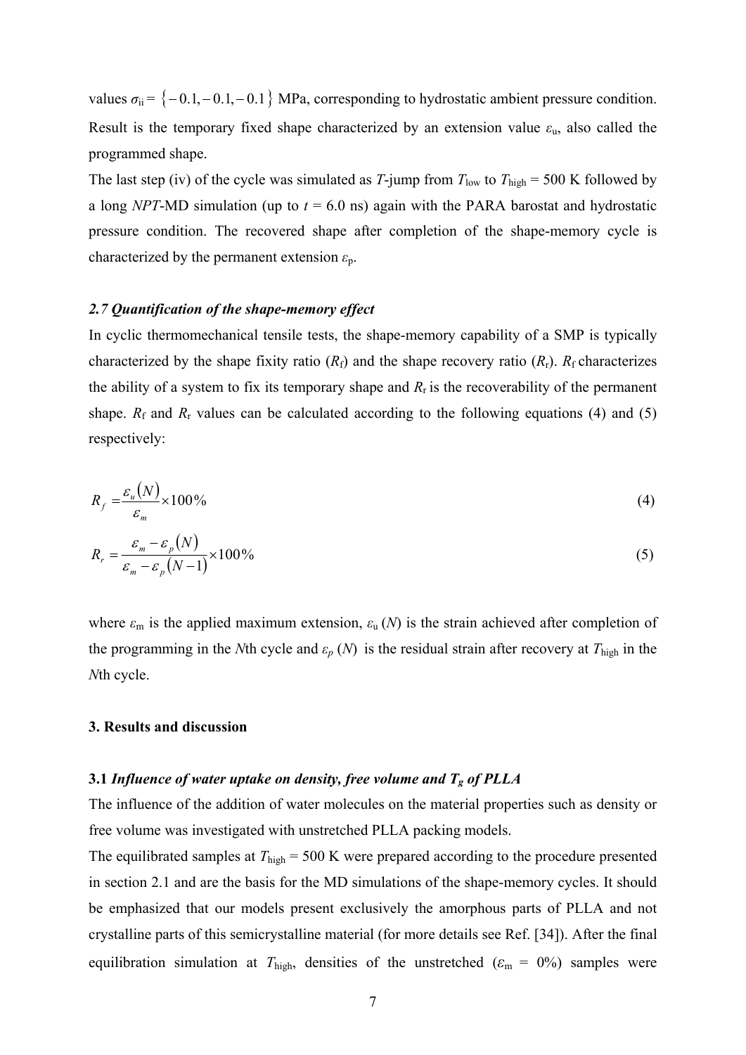values $\sigma_{ii} = \{-0.1, -0.1, -0.1\}$ MPa, corresponding to hydrostatic ambient pressure condition. Result is the temporary fixed shape characterized by an extension value $\varepsilon_u$, also called the programmed shape.

The last step (iv) of the cycle was simulated as $T$-jump from $T_{low}$ to $T_{high}$ = 500 K followed by a long $NPT$-MD simulation (up to $t$ = 6.0 ns) again with the PARA barostat and hydrostatic pressure condition. The recovered shape after completion of the shape-memory cycle is characterized by the permanent extension $\varepsilon_p$.

### *2.7 Quantification of the shape-memory effect*

In cyclic thermomechanical tensile tests, the shape-memory capability of a SMP is typically characterized by the shape fixity ratio ($R_f$) and the shape recovery ratio ($R_r$). $R_f$ characterizes the ability of a system to fix its temporary shape and $R_r$ is the recoverability of the permanent shape. $R_f$ and $R_r$ values can be calculated according to the following equations (4) and (5) respectively:

$$R_f = \frac{\varepsilon_u(N)}{\varepsilon_m} \times 100\% \tag{4}$$

$$R_r = \frac{\varepsilon_m - \varepsilon_p(N)}{\varepsilon_m - \varepsilon_p(N-1)} \times 100\% \tag{5}$$

where $\varepsilon_m$ is the applied maximum extension, $\varepsilon_u(N)$ is the strain achieved after completion of the programming in the $N$th cycle and $\varepsilon_p(N)$ is the residual strain after recovery at $T_{high}$ in the $N$th cycle.

## 3. Results and discussion

### 3.1 *Influence of water uptake on density, free volume and $T_g$ of PLLA*

The influence of the addition of water molecules on the material properties such as density or free volume was investigated with unstretched PLLA packing models.

The equilibrated samples at $T_{high}$ = 500 K were prepared according to the procedure presented in section 2.1 and are the basis for the MD simulations of the shape-memory cycles. It should be emphasized that our models present exclusively the amorphous parts of PLLA and not crystalline parts of this semicrystalline material (for more details see Ref. [34]). After the final equilibration simulation at $T_{high}$, densities of the unstretched ($\varepsilon_m$ = 0%) samples were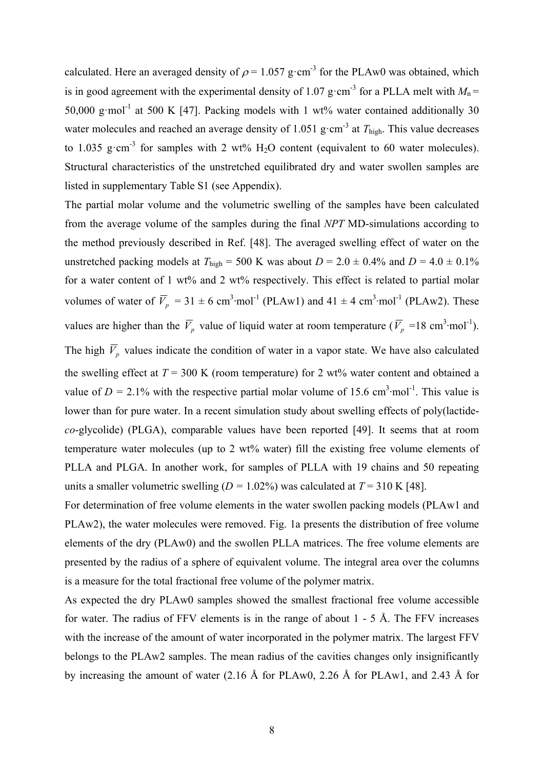calculated. Here an averaged density of $\rho = 1.057$ g·cm$^{-3}$ for the PLAw0 was obtained, which is in good agreement with the experimental density of 1.07 g·cm$^{-3}$ for a PLLA melt with $M_n$ = 50,000 g·mol$^{-1}$ at 500 K [47]. Packing models with 1 wt% water contained additionally 30 water molecules and reached an average density of 1.051 g·cm$^{-3}$ at $T_{high}$. This value decreases to 1.035 g·cm$^{-3}$ for samples with 2 wt% $H_2O$ content (equivalent to 60 water molecules). Structural characteristics of the unstretched equilibrated dry and water swollen samples are listed in supplementary Table S1 (see Appendix).

The partial molar volume and the volumetric swelling of the samples have been calculated from the average volume of the samples during the final *NPT* MD-simulations according to the method previously described in Ref. [48]. The averaged swelling effect of water on the unstretched packing models at $T_{high}$ = 500 K was about $D$ = 2.0 ± 0.4% and $D$ = 4.0 ± 0.1% for a water content of 1 wt% and 2 wt% respectively. This effect is related to partial molar volumes of water of $\overline{V}_p$ = 31 ± 6 cm$^3$·mol$^{-1}$ (PLAw1) and 41 ± 4 cm$^3$·mol$^{-1}$ (PLAw2). These values are higher than the $\overline{V}_p$ value of liquid water at room temperature ($\overline{V}_p$ =18 cm$^3$·mol$^{-1}$). The high $\overline{V}_p$ values indicate the condition of water in a vapor state. We have also calculated the swelling effect at $T$ = 300 K (room temperature) for 2 wt% water content and obtained a value of $D$ = 2.1% with the respective partial molar volume of 15.6 cm$^3$·mol$^{-1}$. This value is lower than for pure water. In a recent simulation study about swelling effects of poly(lactide-*co*-glycolide) (PLGA), comparable values have been reported [49]. It seems that at room temperature water molecules (up to 2 wt% water) fill the existing free volume elements of PLLA and PLGA. In another work, for samples of PLLA with 19 chains and 50 repeating units a smaller volumetric swelling ($D$ = 1.02%) was calculated at $T$ = 310 K [48].

For determination of free volume elements in the water swollen packing models (PLAw1 and PLAw2), the water molecules were removed. Fig. 1a presents the distribution of free volume elements of the dry (PLAw0) and the swollen PLLA matrices. The free volume elements are presented by the radius of a sphere of equivalent volume. The integral area over the columns is a measure for the total fractional free volume of the polymer matrix.

As expected the dry PLAw0 samples showed the smallest fractional free volume accessible for water. The radius of FFV elements is in the range of about 1 - 5 Å. The FFV increases with the increase of the amount of water incorporated in the polymer matrix. The largest FFV belongs to the PLAw2 samples. The mean radius of the cavities changes only insignificantly by increasing the amount of water (2.16 Å for PLAw0, 2.26 Å for PLAw1, and 2.43 Å for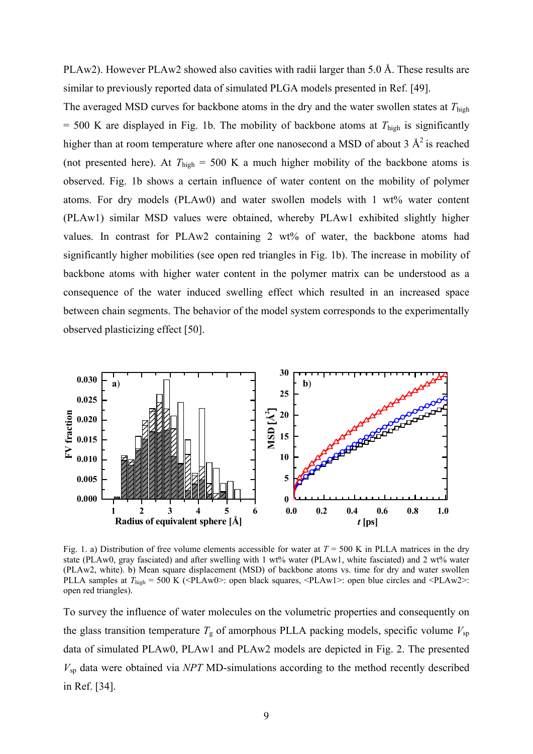PLAw2). However PLAw2 showed also cavities with radii larger than 5.0 Å. These results are similar to previously reported data of simulated PLGA models presented in Ref. [49].

The averaged MSD curves for backbone atoms in the dry and the water swollen states at $T_{\mathrm{high}}$ = 500 K are displayed in Fig. 1b. The mobility of backbone atoms at $T_{\mathrm{high}}$ is significantly higher than at room temperature where after one nanosecond a MSD of about 3 $\text{Å}^2$ is reached (not presented here). At $T_{\mathrm{high}}$ = 500 K a much higher mobility of the backbone atoms is observed. Fig. 1b shows a certain influence of water content on the mobility of polymer atoms. For dry models (PLAw0) and water swollen models with 1 wt% water content (PLAw1) similar MSD values were obtained, whereby PLAw1 exhibited slightly higher values. In contrast for PLAw2 containing 2 wt% of water, the backbone atoms had significantly higher mobilities (see open red triangles in Fig. 1b). The increase in mobility of backbone atoms with higher water content in the polymer matrix can be understood as a consequence of the water induced swelling effect which resulted in an increased space between chain segments. The behavior of the model system corresponds to the experimentally observed plasticizing effect [50].

Fig. 1. a) Distribution of free volume elements accessible for water at $T$ = 500 K in PLLA matrices in the dry state (PLAw0, gray fasciated) and after swelling with 1 wt% water (PLAw1, white fasciated) and 2 wt% water (PLAw2, white). b) Mean square displacement (MSD) of backbone atoms vs. time for dry and water swollen PLLA samples at $T_{\mathrm{high}}$ = 500 K (<PLAw0>: open black squares, <PLAw1>: open blue circles and <PLAw2>: open red triangles).

To survey the influence of water molecules on the volumetric properties and consequently on the glass transition temperature $T_g$ of amorphous PLLA packing models, specific volume $V_{\mathrm{sp}}$ data of simulated PLAw0, PLAw1 and PLAw2 models are depicted in Fig. 2. The presented $V_{\mathrm{sp}}$ data were obtained via *NPT* MD-simulations according to the method recently described in Ref. [34].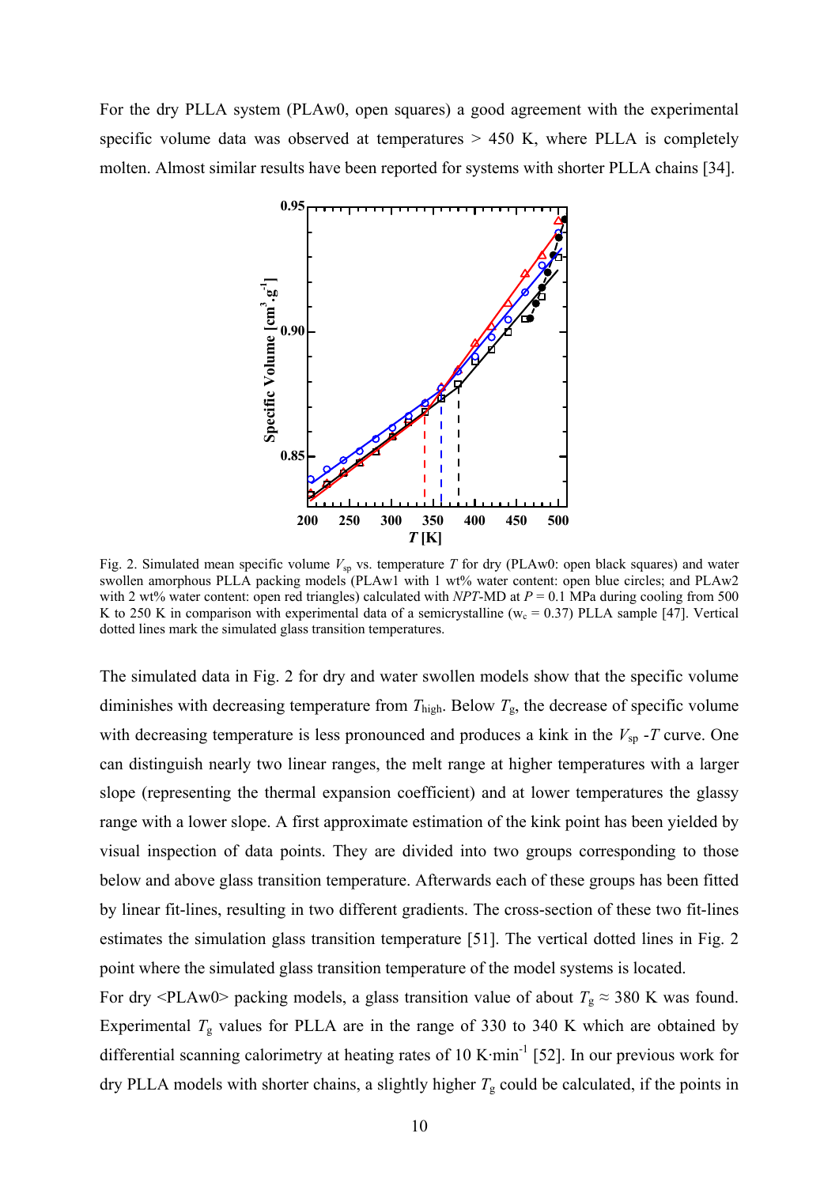For the dry PLLA system (PLAw0, open squares) a good agreement with the experimental specific volume data was observed at temperatures > 450 K, where PLLA is completely molten. Almost similar results have been reported for systems with shorter PLLA chains [34].

Fig. 2. Simulated mean specific volume $V_{sp}$ vs. temperature $T$ for dry (PLAw0: open black squares) and water swollen amorphous PLLA packing models (PLAw1 with 1 wt% water content: open blue circles; and PLAw2 with 2 wt% water content: open red triangles) calculated with *NPT*-MD at $P = 0.1$ MPa during cooling from 500 K to 250 K in comparison with experimental data of a semicrystalline ($w_c = 0.37$) PLLA sample [47]. Vertical dotted lines mark the simulated glass transition temperatures.

The simulated data in Fig. 2 for dry and water swollen models show that the specific volume diminishes with decreasing temperature from $T_{high}$. Below $T_g$, the decrease of specific volume with decreasing temperature is less pronounced and produces a kink in the $V_{sp}$ -$T$ curve. One can distinguish nearly two linear ranges, the melt range at higher temperatures with a larger slope (representing the thermal expansion coefficient) and at lower temperatures the glassy range with a lower slope. A first approximate estimation of the kink point has been yielded by visual inspection of data points. They are divided into two groups corresponding to those below and above glass transition temperature. Afterwards each of these groups has been fitted by linear fit-lines, resulting in two different gradients. The cross-section of these two fit-lines estimates the simulation glass transition temperature [51]. The vertical dotted lines in Fig. 2 point where the simulated glass transition temperature of the model systems is located.

For dry <PLAw0> packing models, a glass transition value of about $T_g \approx 380$ K was found. Experimental $T_g$ values for PLLA are in the range of 330 to 340 K which are obtained by differential scanning calorimetry at heating rates of 10 K·min$^{-1}$ [52]. In our previous work for dry PLLA models with shorter chains, a slightly higher $T_g$ could be calculated, if the points in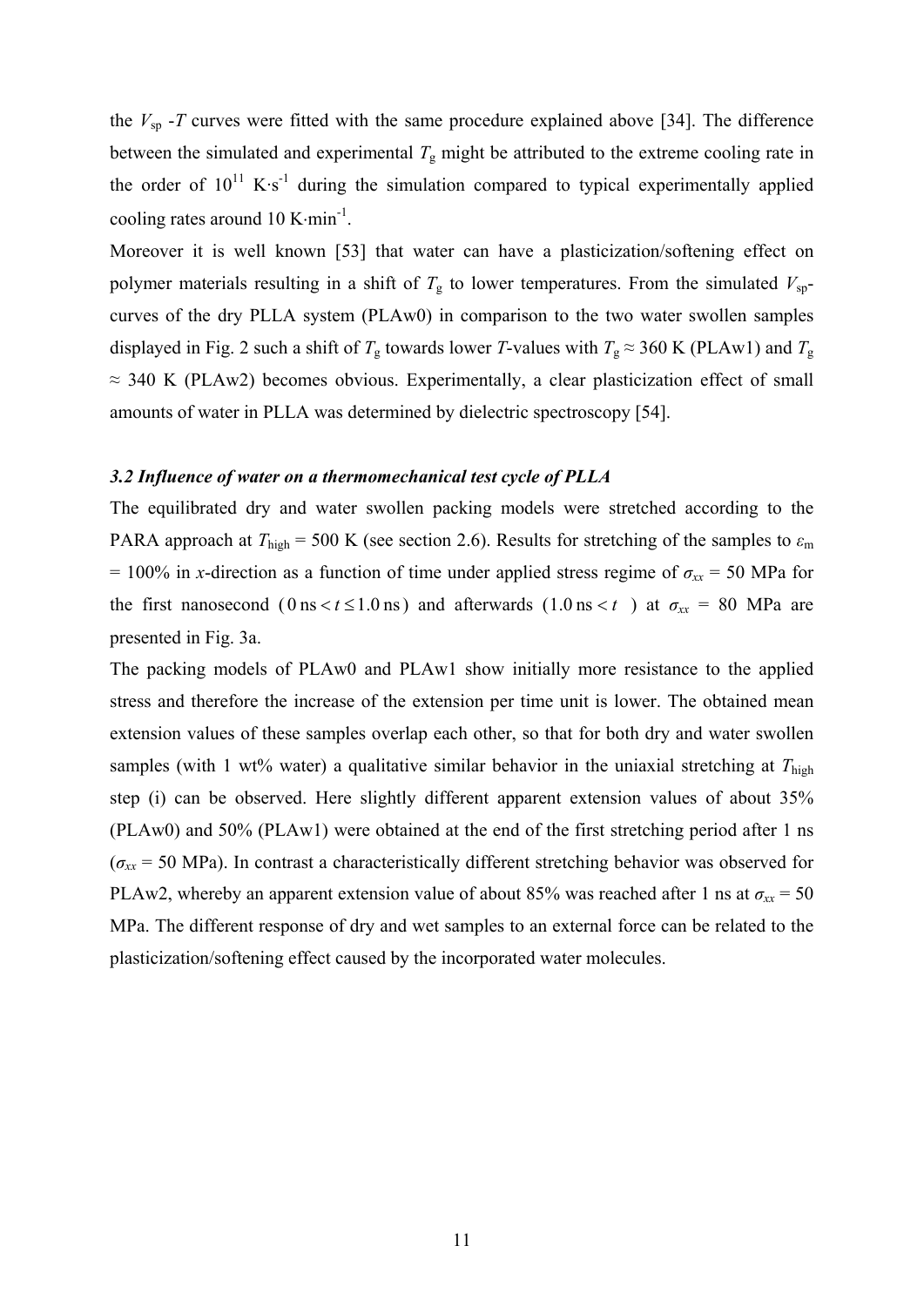the $V_{sp}$ -$T$ curves were fitted with the same procedure explained above [34]. The difference between the simulated and experimental $T_g$ might be attributed to the extreme cooling rate in the order of $10^{11}$ $K \cdot s^{-1}$ during the simulation compared to typical experimentally applied cooling rates around 10 $K \cdot min^{-1}$.

Moreover it is well known [53] that water can have a plasticization/softening effect on polymer materials resulting in a shift of $T_g$ to lower temperatures. From the simulated $V_{sp}$-curves of the dry PLLA system (PLAw0) in comparison to the two water swollen samples displayed in Fig. 2 such a shift of $T_g$ towards lower $T$-values with $T_g \approx 360$ K (PLAw1) and $T_g \approx 340$ K (PLAw2) becomes obvious. Experimentally, a clear plasticization effect of small amounts of water in PLLA was determined by dielectric spectroscopy [54].

### *3.2 Influence of water on a thermomechanical test cycle of PLLA*

The equilibrated dry and water swollen packing models were stretched according to the PARA approach at $T_{high} = 500$ K (see section 2.6). Results for stretching of the samples to $\varepsilon_m = 100\%$ in $x$-direction as a function of time under applied stress regime of $\sigma_{xx} = 50$ MPa for the first nanosecond ($0\,\text{ns} < t \leq 1.0\,\text{ns}$) and afterwards ($1.0\,\text{ns} < t$ ) at $\sigma_{xx} = 80$ MPa are presented in Fig. 3a.

The packing models of PLAw0 and PLAw1 show initially more resistance to the applied stress and therefore the increase of the extension per time unit is lower. The obtained mean extension values of these samples overlap each other, so that for both dry and water swollen samples (with 1 wt% water) a qualitative similar behavior in the uniaxial stretching at $T_{high}$ step (i) can be observed. Here slightly different apparent extension values of about 35% (PLAw0) and 50% (PLAw1) were obtained at the end of the first stretching period after 1 ns ($\sigma_{xx} = 50$ MPa). In contrast a characteristically different stretching behavior was observed for PLAw2, whereby an apparent extension value of about 85% was reached after 1 ns at $\sigma_{xx} = 50$ MPa. The different response of dry and wet samples to an external force can be related to the plasticization/softening effect caused by the incorporated water molecules.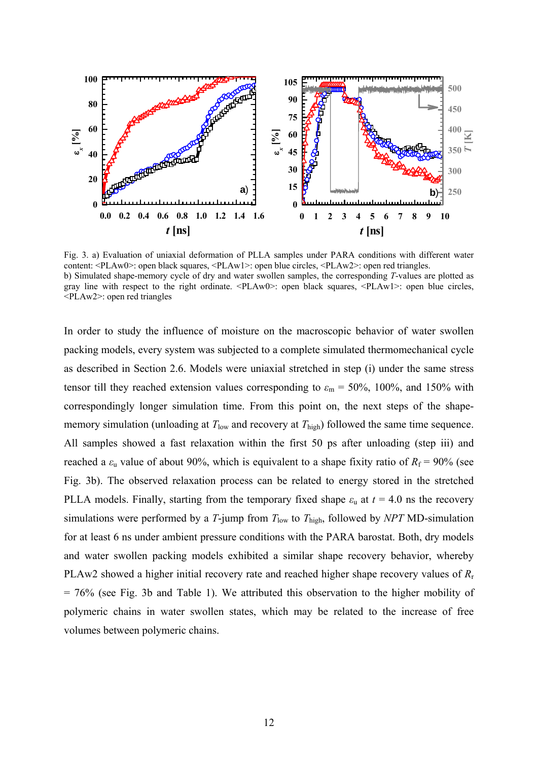Fig. 3. a) Evaluation of uniaxial deformation of PLLA samples under PARA conditions with different water content: <PLAw0>: open black squares, <PLAw1>: open blue circles, <PLAw2>: open red triangles.
b) Simulated shape-memory cycle of dry and water swollen samples, the corresponding $T$-values are plotted as gray line with respect to the right ordinate. <PLAw0>: open black squares, <PLAw1>: open blue circles, <PLAw2>: open red triangles

In order to study the influence of moisture on the macroscopic behavior of water swollen packing models, every system was subjected to a complete simulated thermomechanical cycle as described in Section 2.6. Models were uniaxial stretched in step (i) under the same stress tensor till they reached extension values corresponding to $\varepsilon_m$ = 50%, 100%, and 150% with correspondingly longer simulation time. From this point on, the next steps of the shape-memory simulation (unloading at $T_{low}$ and recovery at $T_{high}$) followed the same time sequence. All samples showed a fast relaxation within the first 50 ps after unloading (step iii) and reached a $\varepsilon_u$ value of about 90%, which is equivalent to a shape fixity ratio of $R_f$ = 90% (see Fig. 3b). The observed relaxation process can be related to energy stored in the stretched PLLA models. Finally, starting from the temporary fixed shape $\varepsilon_u$ at $t$ = 4.0 ns the recovery simulations were performed by a $T$-jump from $T_{low}$ to $T_{high}$, followed by *NPT* MD-simulation for at least 6 ns under ambient pressure conditions with the PARA barostat. Both, dry models and water swollen packing models exhibited a similar shape recovery behavior, whereby PLAw2 showed a higher initial recovery rate and reached higher shape recovery values of $R_r$ = 76% (see Fig. 3b and Table 1). We attributed this observation to the higher mobility of polymeric chains in water swollen states, which may be related to the increase of free volumes between polymeric chains.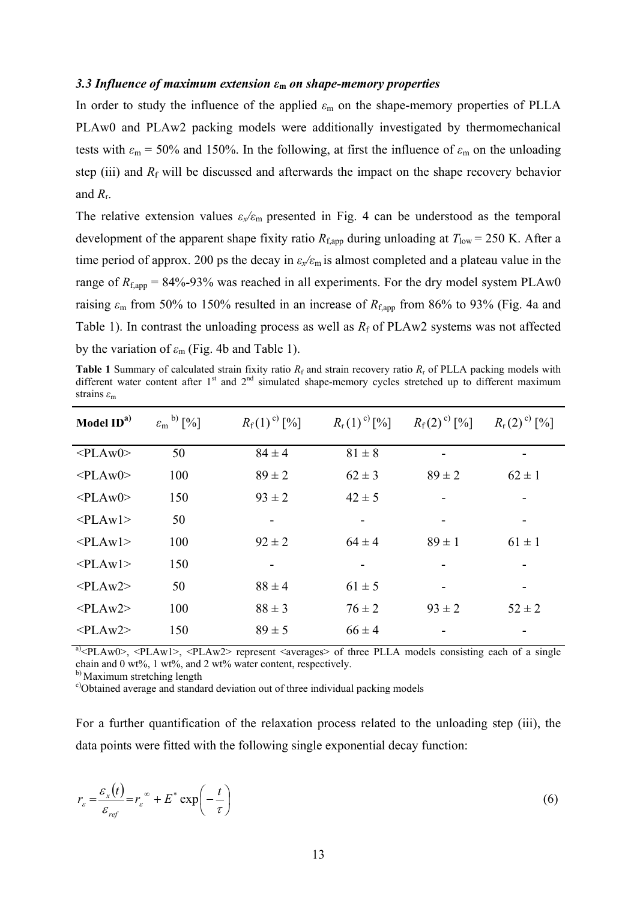### *3.3 Influence of maximum extension $\varepsilon_m$ on shape-memory properties*

In order to study the influence of the applied $\varepsilon_m$ on the shape-memory properties of PLLA PLAw0 and PLAw2 packing models were additionally investigated by thermomechanical tests with $\varepsilon_m$ = 50% and 150%. In the following, at first the influence of $\varepsilon_m$ on the unloading step (iii) and $R_f$ will be discussed and afterwards the impact on the shape recovery behavior and $R_r$.

The relative extension values $\varepsilon_x/\varepsilon_m$ presented in Fig. 4 can be understood as the temporal development of the apparent shape fixity ratio $R_{f,app}$ during unloading at $T_{low}$ = 250 K. After a time period of approx. 200 ps the decay in $\varepsilon_x/\varepsilon_m$ is almost completed and a plateau value in the range of $R_{f,app}$ = 84%-93% was reached in all experiments. For the dry model system PLAw0 raising $\varepsilon_m$ from 50% to 150% resulted in an increase of $R_{f,app}$ from 86% to 93% (Fig. 4a and Table 1). In contrast the unloading process as well as $R_f$ of PLAw2 systems was not affected by the variation of $\varepsilon_m$ (Fig. 4b and Table 1).

**Table 1** Summary of calculated strain fixity ratio $R_f$ and strain recovery ratio $R_r$ of PLLA packing models with different water content after 1st and 2nd simulated shape-memory cycles stretched up to different maximum strains $\varepsilon_m$

| Model ID[a)] | $\varepsilon_m$ [b)] [%] | $R_f(1)$ [c)] [%] | $R_r(1)$ [c)] [%] | $R_f(2)$ [c)] [%] | $R_r(2)$ [c)] [%] |
|---|---|---|---|---|---|
| <PLAw0> | 50 | 84 ± 4 | 81 ± 8 | - | - |
| <PLAw0> | 100 | 89 ± 2 | 62 ± 3 | 89 ± 2 | 62 ± 1 |
| <PLAw0> | 150 | 93 ± 2 | 42 ± 5 | - | - |
| <PLAw1> | 50 | - | - | - | - |
| <PLAw1> | 100 | 92 ± 2 | 64 ± 4 | 89 ± 1 | 61 ± 1 |
| <PLAw1> | 150 | - | - | - | - |
| <PLAw2> | 50 | 88 ± 4 | 61 ± 5 | - | - |
| <PLAw2> | 100 | 88 ± 3 | 76 ± 2 | 93 ± 2 | 52 ± 2 |
| <PLAw2> | 150 | 89 ± 5 | 66 ± 4 | - | - |

a) <PLAw0>, <PLAw1>, <PLAw2> represent <averages> of three PLLA models consisting each of a single chain and 0 wt%, 1 wt%, and 2 wt% water content, respectively.
b) Maximum stretching length
c) Obtained average and standard deviation out of three individual packing models

For a further quantification of the relaxation process related to the unloading step (iii), the data points were fitted with the following single exponential decay function:

$$r_\varepsilon = \frac{\varepsilon_x(t)}{\varepsilon_{ref}} = r_\varepsilon^{\infty} + E^* \exp\left(-\frac{t}{\tau}\right) \tag{6}$$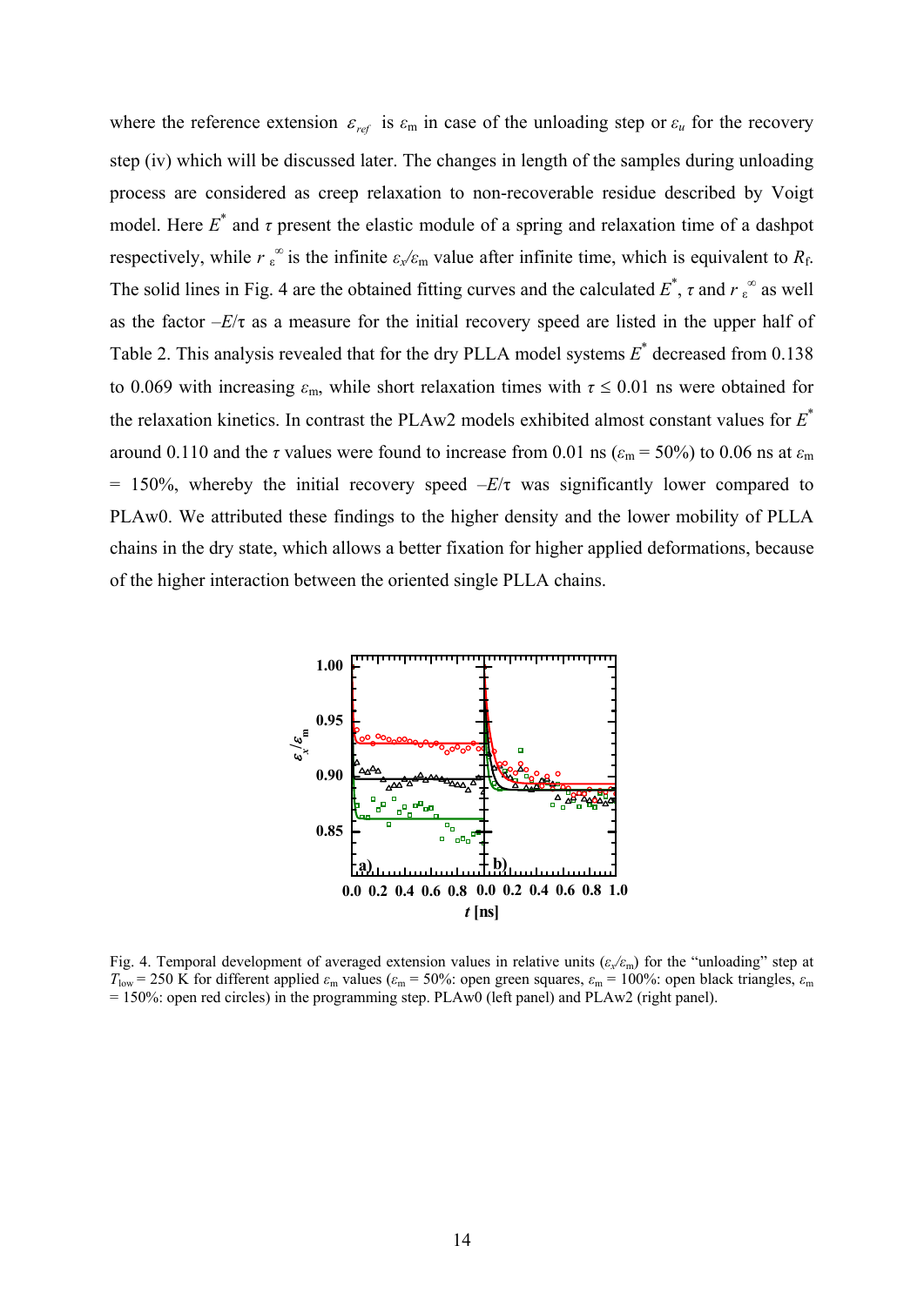where the reference extension $\varepsilon_{ref}$ is $\varepsilon_m$ in case of the unloading step or $\varepsilon_u$ for the recovery step (iv) which will be discussed later. The changes in length of the samples during unloading process are considered as creep relaxation to non-recoverable residue described by Voigt model. Here $E^*$ and $\tau$ present the elastic module of a spring and relaxation time of a dashpot respectively, while $r_{\varepsilon}^{\infty}$ is the infinite $\varepsilon_x/\varepsilon_m$ value after infinite time, which is equivalent to $R_f$. The solid lines in Fig. 4 are the obtained fitting curves and the calculated $E^*$, $\tau$ and $r_{\varepsilon}^{\infty}$ as well as the factor $-E/\tau$ as a measure for the initial recovery speed are listed in the upper half of Table 2. This analysis revealed that for the dry PLLA model systems $E^*$ decreased from 0.138 to 0.069 with increasing $\varepsilon_m$, while short relaxation times with $\tau \leq 0.01$ ns were obtained for the relaxation kinetics. In contrast the PLAw2 models exhibited almost constant values for $E^*$ around 0.110 and the $\tau$ values were found to increase from 0.01 ns ($\varepsilon_m = 50\%$) to 0.06 ns at $\varepsilon_m = 150\%$, whereby the initial recovery speed $-E/\tau$ was significantly lower compared to PLAw0. We attributed these findings to the higher density and the lower mobility of PLLA chains in the dry state, which allows a better fixation for higher applied deformations, because of the higher interaction between the oriented single PLLA chains.

Fig. 4. Temporal development of averaged extension values in relative units ($\varepsilon_x/\varepsilon_m$) for the "unloading" step at $T_{low} = 250$ K for different applied $\varepsilon_m$ values ($\varepsilon_m = 50\%$: open green squares, $\varepsilon_m = 100\%$: open black triangles, $\varepsilon_m = 150\%$: open red circles) in the programming step. PLAw0 (left panel) and PLAw2 (right panel).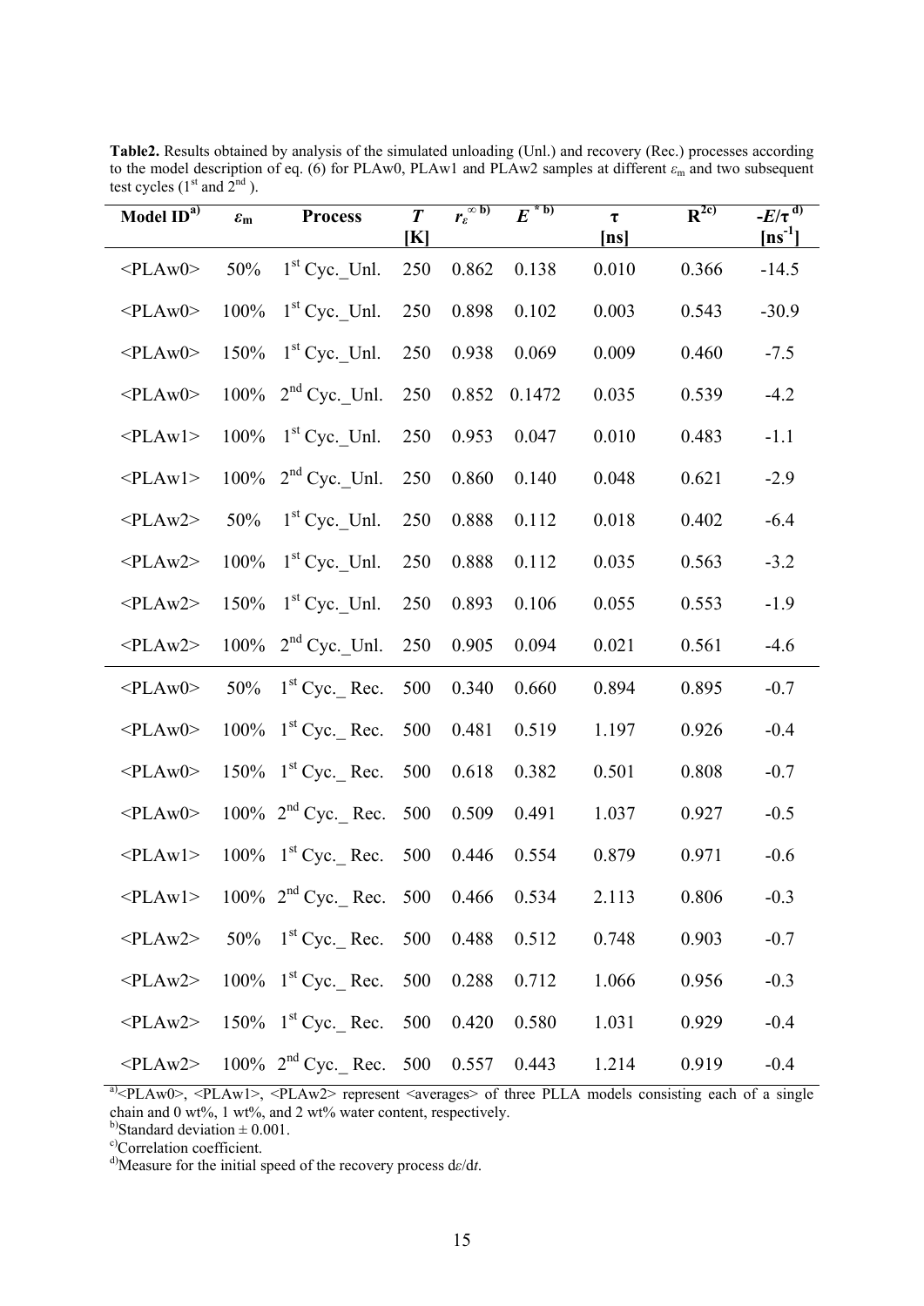**Table2.** Results obtained by analysis of the simulated unloading (Unl.) and recovery (Rec.) processes according to the model description of eq. (6) for PLAw0, PLAw1 and PLAw2 samples at different $\varepsilon_m$ and two subsequent test cycles (1[st] and 2[nd] ).

| Model ID[a)] | $\varepsilon_m$ | Process | $T$ [K] | $r_\varepsilon^{\infty}$ [b)] | $E^*$ [b)] | τ [ns] | $R^2$ [c)] | $-E/\tau$ [d)] $[ns^{-1}]$ |
|---|---|---|---|---|---|---|---|---|
| <PLAw0> | 50% | 1[st] Cyc._Unl. | 250 | 0.862 | 0.138 | 0.010 | 0.366 | -14.5 |
| <PLAw0> | 100% | 1[st] Cyc._Unl. | 250 | 0.898 | 0.102 | 0.003 | 0.543 | -30.9 |
| <PLAw0> | 150% | 1[st] Cyc._Unl. | 250 | 0.938 | 0.069 | 0.009 | 0.460 | -7.5 |
| <PLAw0> | 100% | 2[nd] Cyc._Unl. | 250 | 0.852 | 0.1472 | 0.035 | 0.539 | -4.2 |
| <PLAw1> | 100% | 1[st] Cyc._Unl. | 250 | 0.953 | 0.047 | 0.010 | 0.483 | -1.1 |
| <PLAw1> | 100% | 2[nd] Cyc._Unl. | 250 | 0.860 | 0.140 | 0.048 | 0.621 | -2.9 |
| <PLAw2> | 50% | 1[st] Cyc._Unl. | 250 | 0.888 | 0.112 | 0.018 | 0.402 | -6.4 |
| <PLAw2> | 100% | 1[st] Cyc._Unl. | 250 | 0.888 | 0.112 | 0.035 | 0.563 | -3.2 |
| <PLAw2> | 150% | 1[st] Cyc._Unl. | 250 | 0.893 | 0.106 | 0.055 | 0.553 | -1.9 |
| <PLAw2> | 100% | 2[nd] Cyc._Unl. | 250 | 0.905 | 0.094 | 0.021 | 0.561 | -4.6 |
| <PLAw0> | 50% | 1[st] Cyc._ Rec. | 500 | 0.340 | 0.660 | 0.894 | 0.895 | -0.7 |
| <PLAw0> | 100% | 1[st] Cyc._ Rec. | 500 | 0.481 | 0.519 | 1.197 | 0.926 | -0.4 |
| <PLAw0> | 150% | 1[st] Cyc._ Rec. | 500 | 0.618 | 0.382 | 0.501 | 0.808 | -0.7 |
| <PLAw0> | 100% | 2[nd] Cyc._ Rec. | 500 | 0.509 | 0.491 | 1.037 | 0.927 | -0.5 |
| <PLAw1> | 100% | 1[st] Cyc._ Rec. | 500 | 0.446 | 0.554 | 0.879 | 0.971 | -0.6 |
| <PLAw1> | 100% | 2[nd] Cyc._ Rec. | 500 | 0.466 | 0.534 | 2.113 | 0.806 | -0.3 |
| <PLAw2> | 50% | 1[st] Cyc._ Rec. | 500 | 0.488 | 0.512 | 0.748 | 0.903 | -0.7 |
| <PLAw2> | 100% | 1[st] Cyc._ Rec. | 500 | 0.288 | 0.712 | 1.066 | 0.956 | -0.3 |
| <PLAw2> | 150% | 1[st] Cyc._ Rec. | 500 | 0.420 | 0.580 | 1.031 | 0.929 | -0.4 |
| <PLAw2> | 100% | 2[nd] Cyc._ Rec. | 500 | 0.557 | 0.443 | 1.214 | 0.919 | -0.4 |

[a)]<PLAw0>, <PLAw1>, <PLAw2> represent <averages> of three PLLA models consisting each of a single chain and 0 wt%, 1 wt%, and 2 wt% water content, respectively.

[b)]Standard deviation ± 0.001.

[c)]Correlation coefficient.

[d)]Measure for the initial speed of the recovery process $d\varepsilon/dt$.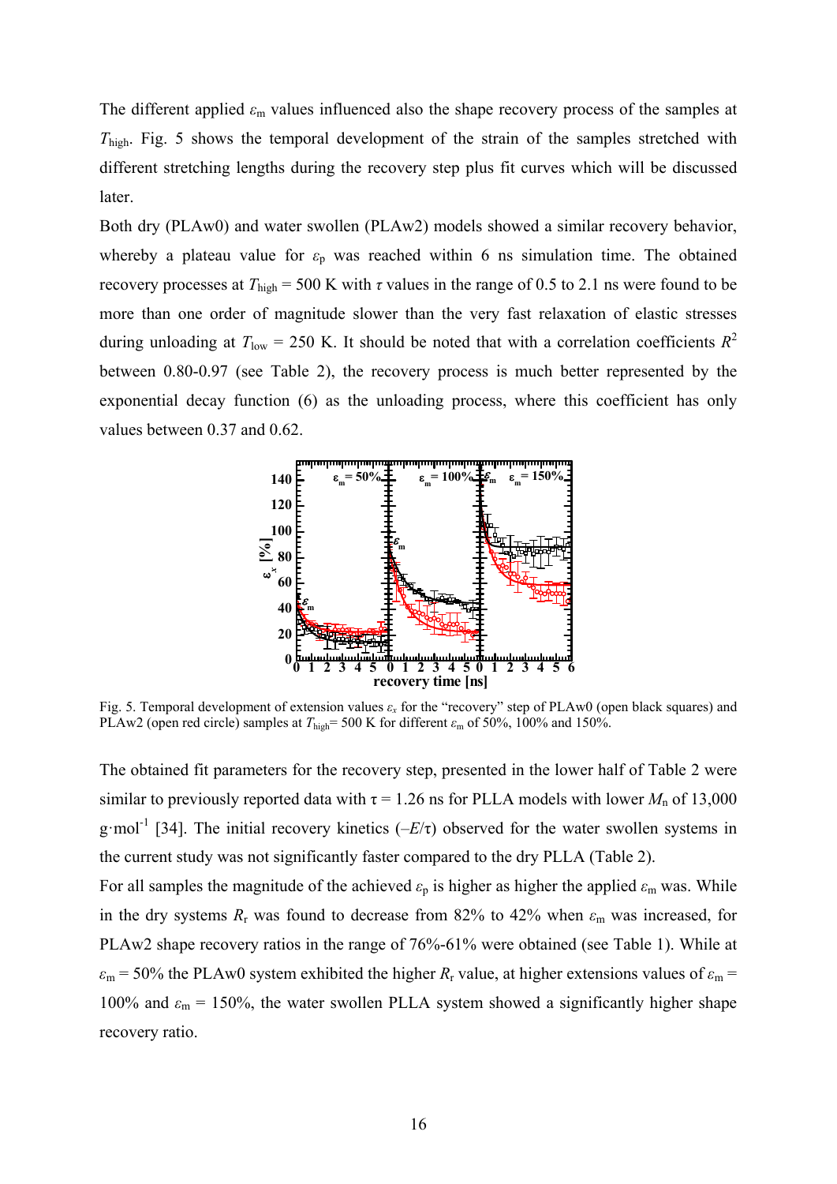The different applied $\varepsilon_m$ values influenced also the shape recovery process of the samples at $T_{high}$. Fig. 5 shows the temporal development of the strain of the samples stretched with different stretching lengths during the recovery step plus fit curves which will be discussed later.

Both dry (PLAw0) and water swollen (PLAw2) models showed a similar recovery behavior, whereby a plateau value for $\varepsilon_p$ was reached within 6 ns simulation time. The obtained recovery processes at $T_{high}$ = 500 K with $\tau$ values in the range of 0.5 to 2.1 ns were found to be more than one order of magnitude slower than the very fast relaxation of elastic stresses during unloading at $T_{low}$ = 250 K. It should be noted that with a correlation coefficients $R^2$ between 0.80-0.97 (see Table 2), the recovery process is much better represented by the exponential decay function (6) as the unloading process, where this coefficient has only values between 0.37 and 0.62.

Fig. 5. Temporal development of extension values $\varepsilon_x$ for the "recovery" step of PLAw0 (open black squares) and PLAw2 (open red circle) samples at $T_{high}$= 500 K for different $\varepsilon_m$ of 50%, 100% and 150%.

The obtained fit parameters for the recovery step, presented in the lower half of Table 2 were similar to previously reported data with τ = 1.26 ns for PLLA models with lower $M_n$ of 13,000 g·mol$^{-1}$ [34]. The initial recovery kinetics ($-E/\tau$) observed for the water swollen systems in the current study was not significantly faster compared to the dry PLLA (Table 2).

For all samples the magnitude of the achieved $\varepsilon_p$ is higher as higher the applied $\varepsilon_m$ was. While in the dry systems $R_r$ was found to decrease from 82% to 42% when $\varepsilon_m$ was increased, for PLAw2 shape recovery ratios in the range of 76%-61% were obtained (see Table 1). While at $\varepsilon_m$ = 50% the PLAw0 system exhibited the higher $R_r$ value, at higher extensions values of $\varepsilon_m$ = 100% and $\varepsilon_m$ = 150%, the water swollen PLLA system showed a significantly higher shape recovery ratio.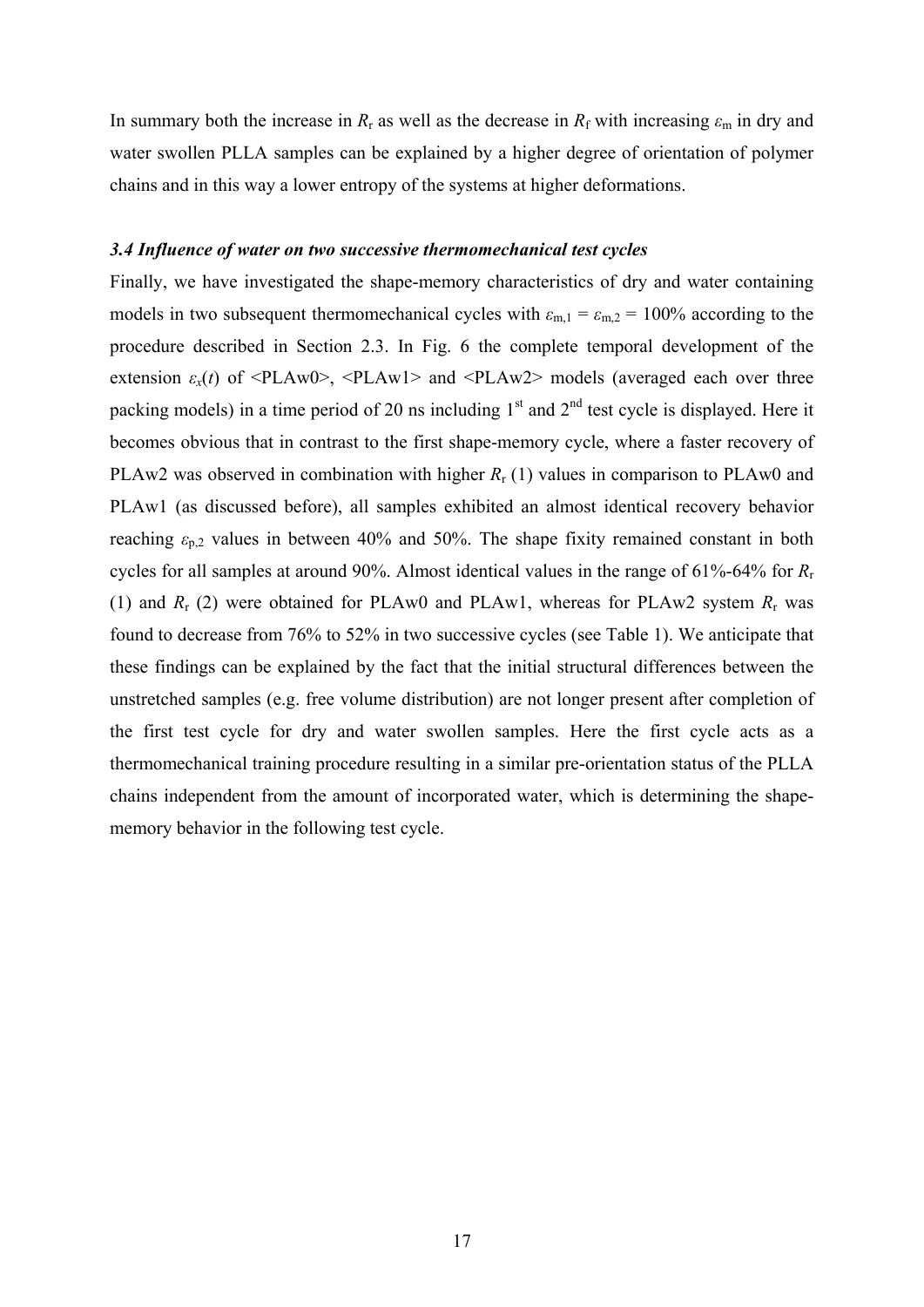In summary both the increase in $R_r$ as well as the decrease in $R_f$ with increasing $\varepsilon_m$ in dry and water swollen PLLA samples can be explained by a higher degree of orientation of polymer chains and in this way a lower entropy of the systems at higher deformations.

### *3.4 Influence of water on two successive thermomechanical test cycles*

Finally, we have investigated the shape-memory characteristics of dry and water containing models in two subsequent thermomechanical cycles with $\varepsilon_{m,1} = \varepsilon_{m,2} = 100\%$ according to the procedure described in Section 2.3. In Fig. 6 the complete temporal development of the extension $\varepsilon_x(t)$ of <PLAw0>, <PLAw1> and <PLAw2> models (averaged each over three packing models) in a time period of 20 ns including 1st and 2nd test cycle is displayed. Here it becomes obvious that in contrast to the first shape-memory cycle, where a faster recovery of PLAw2 was observed in combination with higher $R_r$ (1) values in comparison to PLAw0 and PLAw1 (as discussed before), all samples exhibited an almost identical recovery behavior reaching $\varepsilon_{p,2}$ values in between 40% and 50%. The shape fixity remained constant in both cycles for all samples at around 90%. Almost identical values in the range of 61%-64% for $R_r$ (1) and $R_r$ (2) were obtained for PLAw0 and PLAw1, whereas for PLAw2 system $R_r$ was found to decrease from 76% to 52% in two successive cycles (see Table 1). We anticipate that these findings can be explained by the fact that the initial structural differences between the unstretched samples (e.g. free volume distribution) are not longer present after completion of the first test cycle for dry and water swollen samples. Here the first cycle acts as a thermomechanical training procedure resulting in a similar pre-orientation status of the PLLA chains independent from the amount of incorporated water, which is determining the shape-memory behavior in the following test cycle.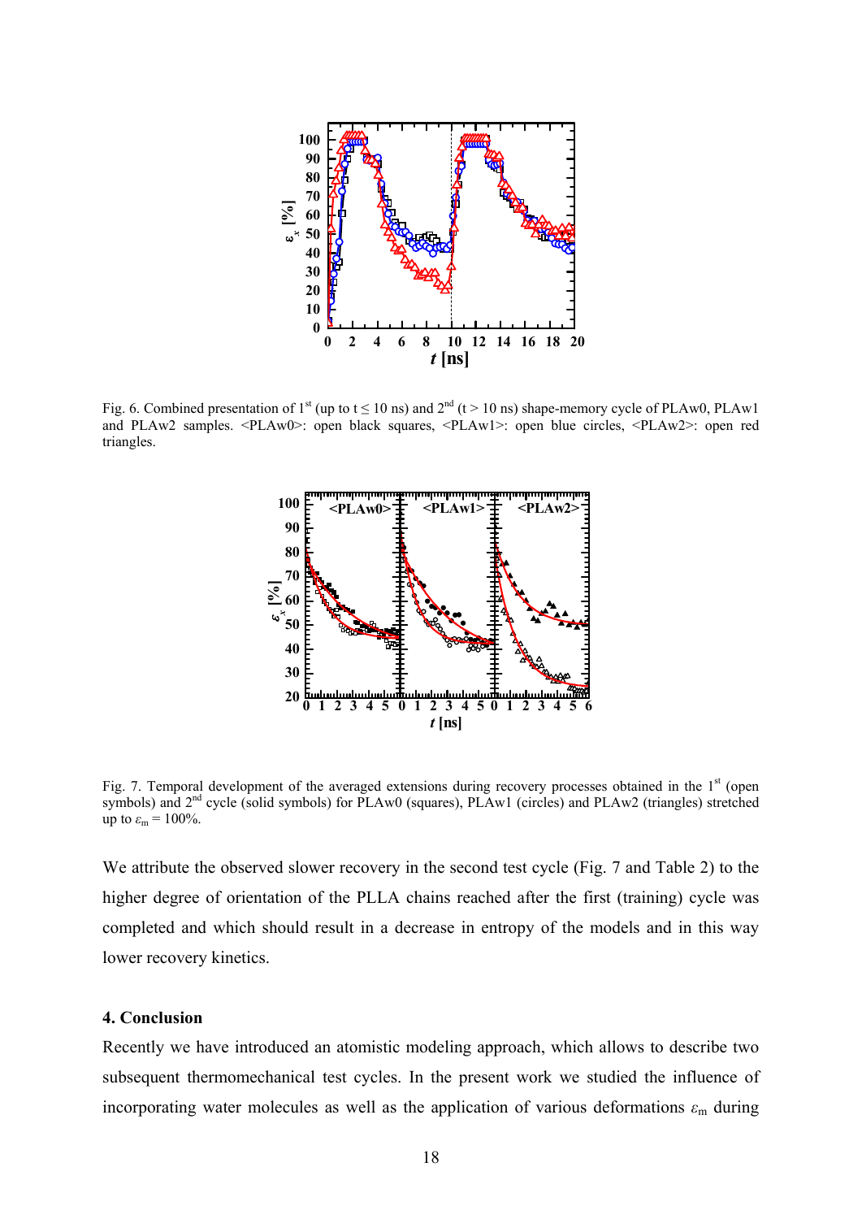Fig. 6. Combined presentation of 1[st] (up to t ≤ 10 ns) and 2[nd] (t > 10 ns) shape-memory cycle of PLAw0, PLAw1 and PLAw2 samples. <PLAw0>: open black squares, <PLAw1>: open blue circles, <PLAw2>: open red triangles.

Fig. 7. Temporal development of the averaged extensions during recovery processes obtained in the 1[st] (open symbols) and 2[nd] cycle (solid symbols) for PLAw0 (squares), PLAw1 (circles) and PLAw2 (triangles) stretched up to $\varepsilon_m$ = 100%.

We attribute the observed slower recovery in the second test cycle (Fig. 7 and Table 2) to the higher degree of orientation of the PLLA chains reached after the first (training) cycle was completed and which should result in a decrease in entropy of the models and in this way lower recovery kinetics.

## 4. Conclusion

Recently we have introduced an atomistic modeling approach, which allows to describe two subsequent thermomechanical test cycles. In the present work we studied the influence of incorporating water molecules as well as the application of various deformations $\varepsilon_m$ during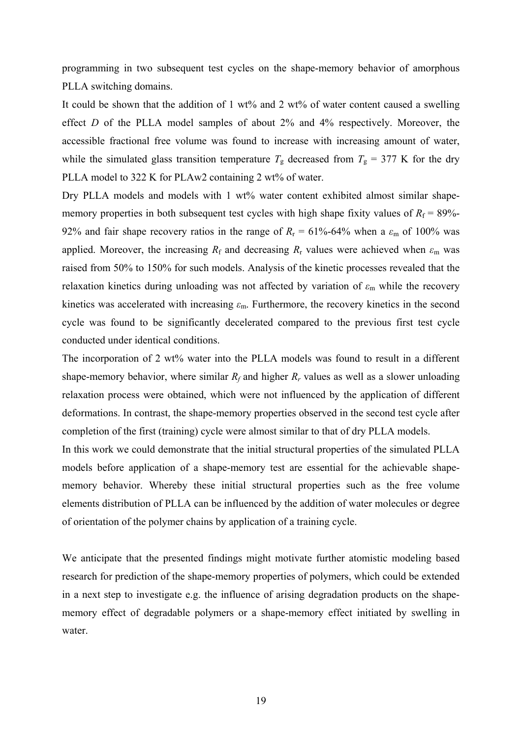programming in two subsequent test cycles on the shape-memory behavior of amorphous PLLA switching domains.

It could be shown that the addition of 1 wt% and 2 wt% of water content caused a swelling effect *D* of the PLLA model samples of about 2% and 4% respectively. Moreover, the accessible fractional free volume was found to increase with increasing amount of water, while the simulated glass transition temperature $T_g$ decreased from $T_g$ = 377 K for the dry PLLA model to 322 K for PLAw2 containing 2 wt% of water.

Dry PLLA models and models with 1 wt% water content exhibited almost similar shape-memory properties in both subsequent test cycles with high shape fixity values of $R_f$ = 89%-92% and fair shape recovery ratios in the range of $R_r$ = 61%-64% when a $\varepsilon_m$ of 100% was applied. Moreover, the increasing $R_f$ and decreasing $R_r$ values were achieved when $\varepsilon_m$ was raised from 50% to 150% for such models. Analysis of the kinetic processes revealed that the relaxation kinetics during unloading was not affected by variation of $\varepsilon_m$ while the recovery kinetics was accelerated with increasing $\varepsilon_m$. Furthermore, the recovery kinetics in the second cycle was found to be significantly decelerated compared to the previous first test cycle conducted under identical conditions.

The incorporation of 2 wt% water into the PLLA models was found to result in a different shape-memory behavior, where similar $R_f$ and higher $R_r$ values as well as a slower unloading relaxation process were obtained, which were not influenced by the application of different deformations. In contrast, the shape-memory properties observed in the second test cycle after completion of the first (training) cycle were almost similar to that of dry PLLA models.

In this work we could demonstrate that the initial structural properties of the simulated PLLA models before application of a shape-memory test are essential for the achievable shape-memory behavior. Whereby these initial structural properties such as the free volume elements distribution of PLLA can be influenced by the addition of water molecules or degree of orientation of the polymer chains by application of a training cycle.

We anticipate that the presented findings might motivate further atomistic modeling based research for prediction of the shape-memory properties of polymers, which could be extended in a next step to investigate e.g. the influence of arising degradation products on the shape-memory effect of degradable polymers or a shape-memory effect initiated by swelling in water.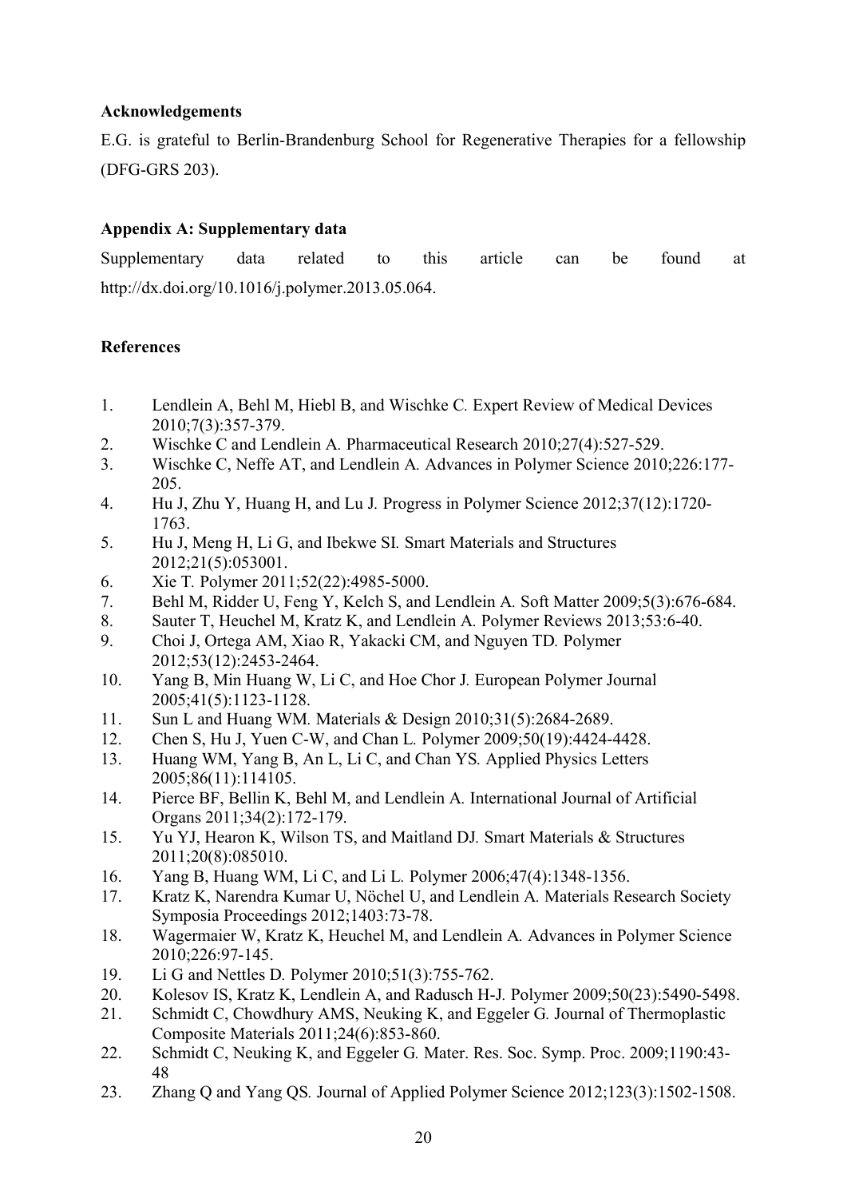**Acknowledgements**

E.G. is grateful to Berlin-Brandenburg School for Regenerative Therapies for a fellowship (DFG-GRS 203).

**Appendix A: Supplementary data**

Supplementary data related to this article can be found at http://dx.doi.org/10.1016/j.polymer.2013.05.064.

**References**

1. Lendlein A, Behl M, Hiebl B, and Wischke C. Expert Review of Medical Devices 2010;7(3):357-379.
2. Wischke C and Lendlein A. Pharmaceutical Research 2010;27(4):527-529.
3. Wischke C, Neffe AT, and Lendlein A. Advances in Polymer Science 2010;226:177-205.
4. Hu J, Zhu Y, Huang H, and Lu J. Progress in Polymer Science 2012;37(12):1720-1763.
5. Hu J, Meng H, Li G, and Ibekwe SI. Smart Materials and Structures 2012;21(5):053001.
6. Xie T. Polymer 2011;52(22):4985-5000.
7. Behl M, Ridder U, Feng Y, Kelch S, and Lendlein A. Soft Matter 2009;5(3):676-684.
8. Sauter T, Heuchel M, Kratz K, and Lendlein A. Polymer Reviews 2013;53:6-40.
9. Choi J, Ortega AM, Xiao R, Yakacki CM, and Nguyen TD. Polymer 2012;53(12):2453-2464.
10. Yang B, Min Huang W, Li C, and Hoe Chor J. European Polymer Journal 2005;41(5):1123-1128.
11. Sun L and Huang WM. Materials & Design 2010;31(5):2684-2689.
12. Chen S, Hu J, Yuen C-W, and Chan L. Polymer 2009;50(19):4424-4428.
13. Huang WM, Yang B, An L, Li C, and Chan YS. Applied Physics Letters 2005;86(11):114105.
14. Pierce BF, Bellin K, Behl M, and Lendlein A. International Journal of Artificial Organs 2011;34(2):172-179.
15. Yu YJ, Hearon K, Wilson TS, and Maitland DJ. Smart Materials & Structures 2011;20(8):085010.
16. Yang B, Huang WM, Li C, and Li L. Polymer 2006;47(4):1348-1356.
17. Kratz K, Narendra Kumar U, Nöchel U, and Lendlein A. Materials Research Society Symposia Proceedings 2012;1403:73-78.
18. Wagermaier W, Kratz K, Heuchel M, and Lendlein A. Advances in Polymer Science 2010;226:97-145.
19. Li G and Nettles D. Polymer 2010;51(3):755-762.
20. Kolesov IS, Kratz K, Lendlein A, and Radusch H-J. Polymer 2009;50(23):5490-5498.
21. Schmidt C, Chowdhury AMS, Neuking K, and Eggeler G. Journal of Thermoplastic Composite Materials 2011;24(6):853-860.
22. Schmidt C, Neuking K, and Eggeler G. Mater. Res. Soc. Symp. Proc. 2009;1190:43-48
23. Zhang Q and Yang QS. Journal of Applied Polymer Science 2012;123(3):1502-1508.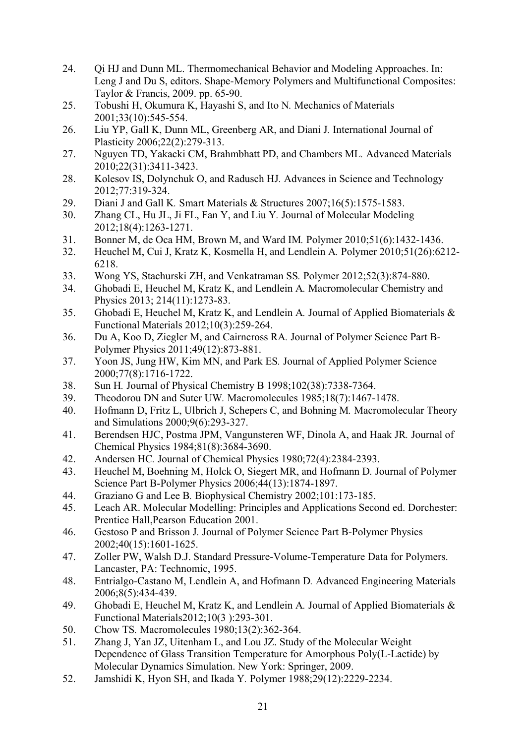24. Qi HJ and Dunn ML. Thermomechanical Behavior and Modeling Approaches. In: Leng J and Du S, editors. Shape-Memory Polymers and Multifunctional Composites: Taylor & Francis, 2009. pp. 65-90.
25. Tobushi H, Okumura K, Hayashi S, and Ito N. Mechanics of Materials 2001;33(10):545-554.
26. Liu YP, Gall K, Dunn ML, Greenberg AR, and Diani J. International Journal of Plasticity 2006;22(2):279-313.
27. Nguyen TD, Yakacki CM, Brahmbhatt PD, and Chambers ML. Advanced Materials 2010;22(31):3411-3423.
28. Kolesov IS, Dolynchuk O, and Radusch HJ. Advances in Science and Technology 2012;77:319-324.
29. Diani J and Gall K. Smart Materials & Structures 2007;16(5):1575-1583.
30. Zhang CL, Hu JL, Ji FL, Fan Y, and Liu Y. Journal of Molecular Modeling 2012;18(4):1263-1271.
31. Bonner M, de Oca HM, Brown M, and Ward IM. Polymer 2010;51(6):1432-1436.
32. Heuchel M, Cui J, Kratz K, Kosmella H, and Lendlein A. Polymer 2010;51(26):6212-6218.
33. Wong YS, Stachurski ZH, and Venkatraman SS. Polymer 2012;52(3):874-880.
34. Ghobadi E, Heuchel M, Kratz K, and Lendlein A. Macromolecular Chemistry and Physics 2013; 214(11):1273-83.
35. Ghobadi E, Heuchel M, Kratz K, and Lendlein A. Journal of Applied Biomaterials & Functional Materials 2012;10(3):259-264.
36. Du A, Koo D, Ziegler M, and Cairncross RA. Journal of Polymer Science Part B-Polymer Physics 2011;49(12):873-881.
37. Yoon JS, Jung HW, Kim MN, and Park ES. Journal of Applied Polymer Science 2000;77(8):1716-1722.
38. Sun H. Journal of Physical Chemistry B 1998;102(38):7338-7364.
39. Theodorou DN and Suter UW. Macromolecules 1985;18(7):1467-1478.
40. Hofmann D, Fritz L, Ulbrich J, Schepers C, and Bohning M. Macromolecular Theory and Simulations 2000;9(6):293-327.
41. Berendsen HJC, Postma JPM, Vangunsteren WF, Dinola A, and Haak JR. Journal of Chemical Physics 1984;81(8):3684-3690.
42. Andersen HC. Journal of Chemical Physics 1980;72(4):2384-2393.
43. Heuchel M, Boehning M, Holck O, Siegert MR, and Hofmann D. Journal of Polymer Science Part B-Polymer Physics 2006;44(13):1874-1897.
44. Graziano G and Lee B. Biophysical Chemistry 2002;101:173-185.
45. Leach AR. Molecular Modelling: Principles and Applications Second ed. Dorchester: Prentice Hall,Pearson Education 2001.
46. Gestoso P and Brisson J. Journal of Polymer Science Part B-Polymer Physics 2002;40(15):1601-1625.
47. Zoller PW, Walsh D.J. Standard Pressure-Volume-Temperature Data for Polymers. Lancaster, PA: Technomic, 1995.
48. Entrialgo-Castano M, Lendlein A, and Hofmann D. Advanced Engineering Materials 2006;8(5):434-439.
49. Ghobadi E, Heuchel M, Kratz K, and Lendlein A. Journal of Applied Biomaterials & Functional Materials2012;10(3 ):293-301.
50. Chow TS. Macromolecules 1980;13(2):362-364.
51. Zhang J, Yan JZ, Uitenham L, and Lou JZ. Study of the Molecular Weight Dependence of Glass Transition Temperature for Amorphous Poly(L-Lactide) by Molecular Dynamics Simulation. New York: Springer, 2009.
52. Jamshidi K, Hyon SH, and Ikada Y. Polymer 1988;29(12):2229-2234.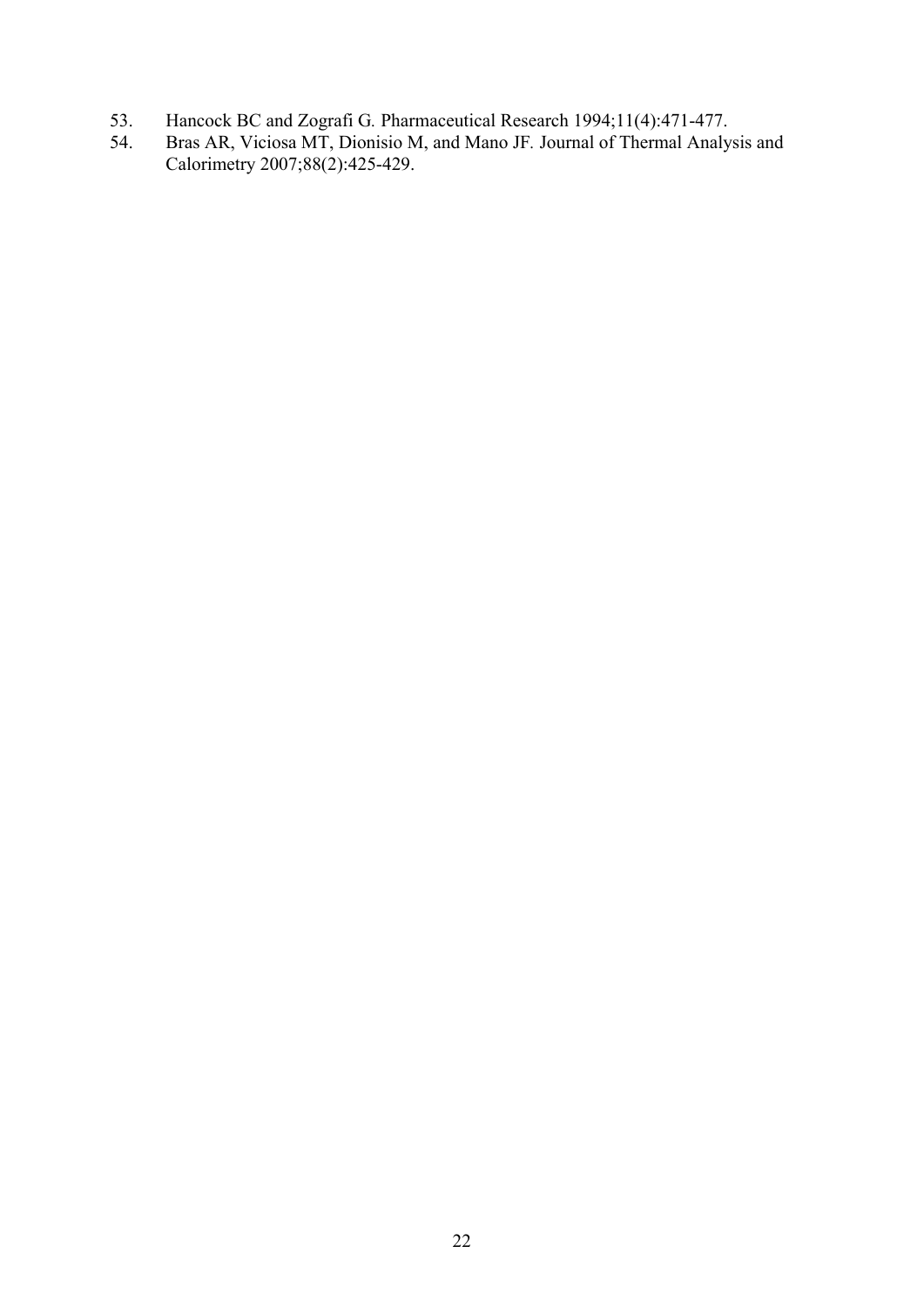53. Hancock BC and Zografi G. Pharmaceutical Research 1994;11(4):471-477.
54. Bras AR, Viciosa MT, Dionisio M, and Mano JF. Journal of Thermal Analysis and Calorimetry 2007;88(2):425-429.